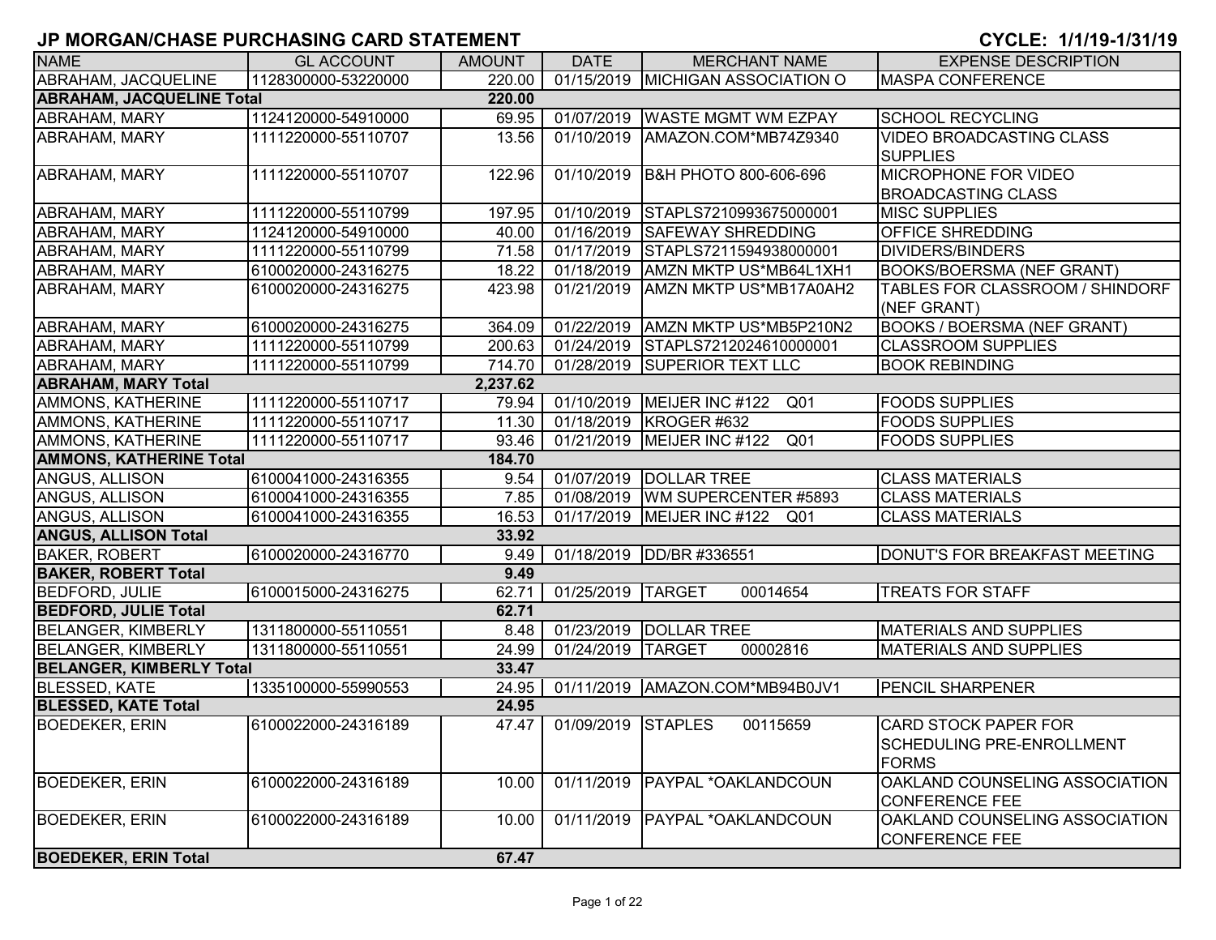# JP MORGAN/CHASE PURCHASING CARD STATEMENT

**CYCLE: 1/1/19-1/31/19**

| NAME | GL ACCOUNT | AMOUNT | DATE | MERCHANT NAME | EXPENSE DESCRIPTION |
|---|---|---|---|---|---|
| ABRAHAM, JACQUELINE | 1128300000-53220000 | 220.00 | 01/15/2019 | MICHIGAN ASSOCIATION O | MASPA CONFERENCE |
| **ABRAHAM, JACQUELINE Total** | | **220.00** | | | |
| ABRAHAM, MARY | 1124120000-54910000 | 69.95 | 01/07/2019 | WASTE MGMT WM EZPAY | SCHOOL RECYCLING |
| ABRAHAM, MARY | 1111220000-55110707 | 13.56 | 01/10/2019 | AMAZON.COM*MB74Z9340 | VIDEO BROADCASTING CLASS SUPPLIES |
| ABRAHAM, MARY | 1111220000-55110707 | 122.96 | 01/10/2019 | B&H PHOTO 800-606-696 | MICROPHONE FOR VIDEO BROADCASTING CLASS |
| ABRAHAM, MARY | 1111220000-55110799 | 197.95 | 01/10/2019 | STAPLS7210993675000001 | MISC SUPPLIES |
| ABRAHAM, MARY | 1124120000-54910000 | 40.00 | 01/16/2019 | SAFEWAY SHREDDING | OFFICE SHREDDING |
| ABRAHAM, MARY | 1111220000-55110799 | 71.58 | 01/17/2019 | STAPLS7211594938000001 | DIVIDERS/BINDERS |
| ABRAHAM, MARY | 6100020000-24316275 | 18.22 | 01/18/2019 | AMZN MKTP US*MB64L1XH1 | BOOKS/BOERSMA (NEF GRANT) |
| ABRAHAM, MARY | 6100020000-24316275 | 423.98 | 01/21/2019 | AMZN MKTP US*MB17A0AH2 | TABLES FOR CLASSROOM / SHINDORF (NEF GRANT) |
| ABRAHAM, MARY | 6100020000-24316275 | 364.09 | 01/22/2019 | AMZN MKTP US*MB5P210N2 | BOOKS / BOERSMA (NEF GRANT) |
| ABRAHAM, MARY | 1111220000-55110799 | 200.63 | 01/24/2019 | STAPLS7212024610000001 | CLASSROOM SUPPLIES |
| ABRAHAM, MARY | 1111220000-55110799 | 714.70 | 01/28/2019 | SUPERIOR TEXT LLC | BOOK REBINDING |
| **ABRAHAM, MARY Total** | | **2,237.62** | | | |
| AMMONS, KATHERINE | 1111220000-55110717 | 79.94 | 01/10/2019 | MEIJER INC #122 Q01 | FOODS SUPPLIES |
| AMMONS, KATHERINE | 1111220000-55110717 | 11.30 | 01/18/2019 | KROGER #632 | FOODS SUPPLIES |
| AMMONS, KATHERINE | 1111220000-55110717 | 93.46 | 01/21/2019 | MEIJER INC #122 Q01 | FOODS SUPPLIES |
| **AMMONS, KATHERINE Total** | | **184.70** | | | |
| ANGUS, ALLISON | 6100041000-24316355 | 9.54 | 01/07/2019 | DOLLAR TREE | CLASS MATERIALS |
| ANGUS, ALLISON | 6100041000-24316355 | 7.85 | 01/08/2019 | WM SUPERCENTER #5893 | CLASS MATERIALS |
| ANGUS, ALLISON | 6100041000-24316355 | 16.53 | 01/17/2019 | MEIJER INC #122 Q01 | CLASS MATERIALS |
| **ANGUS, ALLISON Total** | | **33.92** | | | |
| BAKER, ROBERT | 6100020000-24316770 | 9.49 | 01/18/2019 | DD/BR #336551 | DONUT'S FOR BREAKFAST MEETING |
| **BAKER, ROBERT Total** | | **9.49** | | | |
| BEDFORD, JULIE | 6100015000-24316275 | 62.71 | 01/25/2019 | TARGET 00014654 | TREATS FOR STAFF |
| **BEDFORD, JULIE Total** | | **62.71** | | | |
| BELANGER, KIMBERLY | 1311800000-55110551 | 8.48 | 01/23/2019 | DOLLAR TREE | MATERIALS AND SUPPLIES |
| BELANGER, KIMBERLY | 1311800000-55110551 | 24.99 | 01/24/2019 | TARGET 00002816 | MATERIALS AND SUPPLIES |
| **BELANGER, KIMBERLY Total** | | **33.47** | | | |
| BLESSED, KATE | 1335100000-55990553 | 24.95 | 01/11/2019 | AMAZON.COM*MB94B0JV1 | PENCIL SHARPENER |
| **BLESSED, KATE Total** | | **24.95** | | | |
| BOEDEKER, ERIN | 6100022000-24316189 | 47.47 | 01/09/2019 | STAPLES 00115659 | CARD STOCK PAPER FOR SCHEDULING PRE-ENROLLMENT FORMS |
| BOEDEKER, ERIN | 6100022000-24316189 | 10.00 | 01/11/2019 | PAYPAL *OAKLANDCOUN | OAKLAND COUNSELING ASSOCIATION CONFERENCE FEE |
| BOEDEKER, ERIN | 6100022000-24316189 | 10.00 | 01/11/2019 | PAYPAL *OAKLANDCOUN | OAKLAND COUNSELING ASSOCIATION CONFERENCE FEE |
| **BOEDEKER, ERIN Total** | | **67.47** | | | |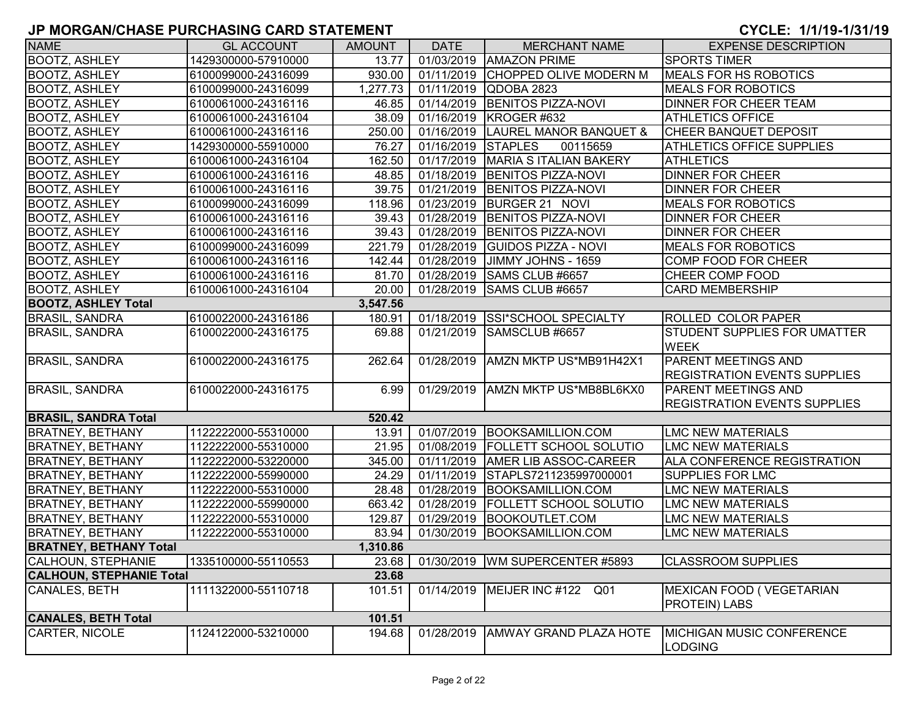## JP MORGAN/CHASE PURCHASING CARD STATEMENT

**CYCLE: 1/1/19-1/31/19**

| NAME | GL ACCOUNT | AMOUNT | DATE | MERCHANT NAME | EXPENSE DESCRIPTION |
|---|---|---|---|---|---|
| BOOTZ, ASHLEY | 1429300000-57910000 | 13.77 | 01/03/2019 | AMAZON PRIME | SPORTS TIMER |
| BOOTZ, ASHLEY | 6100099000-24316099 | 930.00 | 01/11/2019 | CHOPPED OLIVE MODERN M | MEALS FOR HS ROBOTICS |
| BOOTZ, ASHLEY | 6100099000-24316099 | 1,277.73 | 01/11/2019 | QDOBA 2823 | MEALS FOR ROBOTICS |
| BOOTZ, ASHLEY | 6100061000-24316116 | 46.85 | 01/14/2019 | BENITOS PIZZA-NOVI | DINNER FOR CHEER TEAM |
| BOOTZ, ASHLEY | 6100061000-24316104 | 38.09 | 01/16/2019 | KROGER #632 | ATHLETICS OFFICE |
| BOOTZ, ASHLEY | 6100061000-24316116 | 250.00 | 01/16/2019 | LAUREL MANOR BANQUET & | CHEER BANQUET DEPOSIT |
| BOOTZ, ASHLEY | 1429300000-55910000 | 76.27 | 01/16/2019 | STAPLES 00115659 | ATHLETICS OFFICE SUPPLIES |
| BOOTZ, ASHLEY | 6100061000-24316104 | 162.50 | 01/17/2019 | MARIA S ITALIAN BAKERY | ATHLETICS |
| BOOTZ, ASHLEY | 6100061000-24316116 | 48.85 | 01/18/2019 | BENITOS PIZZA-NOVI | DINNER FOR CHEER |
| BOOTZ, ASHLEY | 6100061000-24316116 | 39.75 | 01/21/2019 | BENITOS PIZZA-NOVI | DINNER FOR CHEER |
| BOOTZ, ASHLEY | 6100099000-24316099 | 118.96 | 01/23/2019 | BURGER 21 NOVI | MEALS FOR ROBOTICS |
| BOOTZ, ASHLEY | 6100061000-24316116 | 39.43 | 01/28/2019 | BENITOS PIZZA-NOVI | DINNER FOR CHEER |
| BOOTZ, ASHLEY | 6100061000-24316116 | 39.43 | 01/28/2019 | BENITOS PIZZA-NOVI | DINNER FOR CHEER |
| BOOTZ, ASHLEY | 6100099000-24316099 | 221.79 | 01/28/2019 | GUIDOS PIZZA - NOVI | MEALS FOR ROBOTICS |
| BOOTZ, ASHLEY | 6100061000-24316116 | 142.44 | 01/28/2019 | JIMMY JOHNS - 1659 | COMP FOOD FOR CHEER |
| BOOTZ, ASHLEY | 6100061000-24316116 | 81.70 | 01/28/2019 | SAMS CLUB #6657 | CHEER COMP FOOD |
| BOOTZ, ASHLEY | 6100061000-24316104 | 20.00 | 01/28/2019 | SAMS CLUB #6657 | CARD MEMBERSHIP |
| **BOOTZ, ASHLEY Total** | | **3,547.56** | | | |
| BRASIL, SANDRA | 6100022000-24316186 | 180.91 | 01/18/2019 | SSI*SCHOOL SPECIALTY | ROLLED COLOR PAPER |
| BRASIL, SANDRA | 6100022000-24316175 | 69.88 | 01/21/2019 | SAMSCLUB #6657 | STUDENT SUPPLIES FOR UMATTER WEEK |
| BRASIL, SANDRA | 6100022000-24316175 | 262.64 | 01/28/2019 | AMZN MKTP US*MB91H42X1 | PARENT MEETINGS AND REGISTRATION EVENTS SUPPLIES |
| BRASIL, SANDRA | 6100022000-24316175 | 6.99 | 01/29/2019 | AMZN MKTP US*MB8BL6KX0 | PARENT MEETINGS AND REGISTRATION EVENTS SUPPLIES |
| **BRASIL, SANDRA Total** | | **520.42** | | | |
| BRATNEY, BETHANY | 1122222000-55310000 | 13.91 | 01/07/2019 | BOOKSAMILLION.COM | LMC NEW MATERIALS |
| BRATNEY, BETHANY | 1122222000-55310000 | 21.95 | 01/08/2019 | FOLLETT SCHOOL SOLUTIO | LMC NEW MATERIALS |
| BRATNEY, BETHANY | 1122222000-53220000 | 345.00 | 01/11/2019 | AMER LIB ASSOC-CAREER | ALA CONFERENCE REGISTRATION |
| BRATNEY, BETHANY | 1122222000-55990000 | 24.29 | 01/11/2019 | STAPLS7211235997000001 | SUPPLIES FOR LMC |
| BRATNEY, BETHANY | 1122222000-55310000 | 28.48 | 01/28/2019 | BOOKSAMILLION.COM | LMC NEW MATERIALS |
| BRATNEY, BETHANY | 1122222000-55990000 | 663.42 | 01/28/2019 | FOLLETT SCHOOL SOLUTIO | LMC NEW MATERIALS |
| BRATNEY, BETHANY | 1122222000-55310000 | 129.87 | 01/29/2019 | BOOKOUTLET.COM | LMC NEW MATERIALS |
| BRATNEY, BETHANY | 1122222000-55310000 | 83.94 | 01/30/2019 | BOOKSAMILLION.COM | LMC NEW MATERIALS |
| **BRATNEY, BETHANY Total** | | **1,310.86** | | | |
| CALHOUN, STEPHANIE | 1335100000-55110553 | 23.68 | 01/30/2019 | WM SUPERCENTER #5893 | CLASSROOM SUPPLIES |
| **CALHOUN, STEPHANIE Total** | | **23.68** | | | |
| CANALES, BETH | 1111322000-55110718 | 101.51 | 01/14/2019 | MEIJER INC #122 Q01 | MEXICAN FOOD ( VEGETARIAN PROTEIN) LABS |
| **CANALES, BETH Total** | | **101.51** | | | |
| CARTER, NICOLE | 1124122000-53210000 | 194.68 | 01/28/2019 | AMWAY GRAND PLAZA HOTE | MICHIGAN MUSIC CONFERENCE LODGING |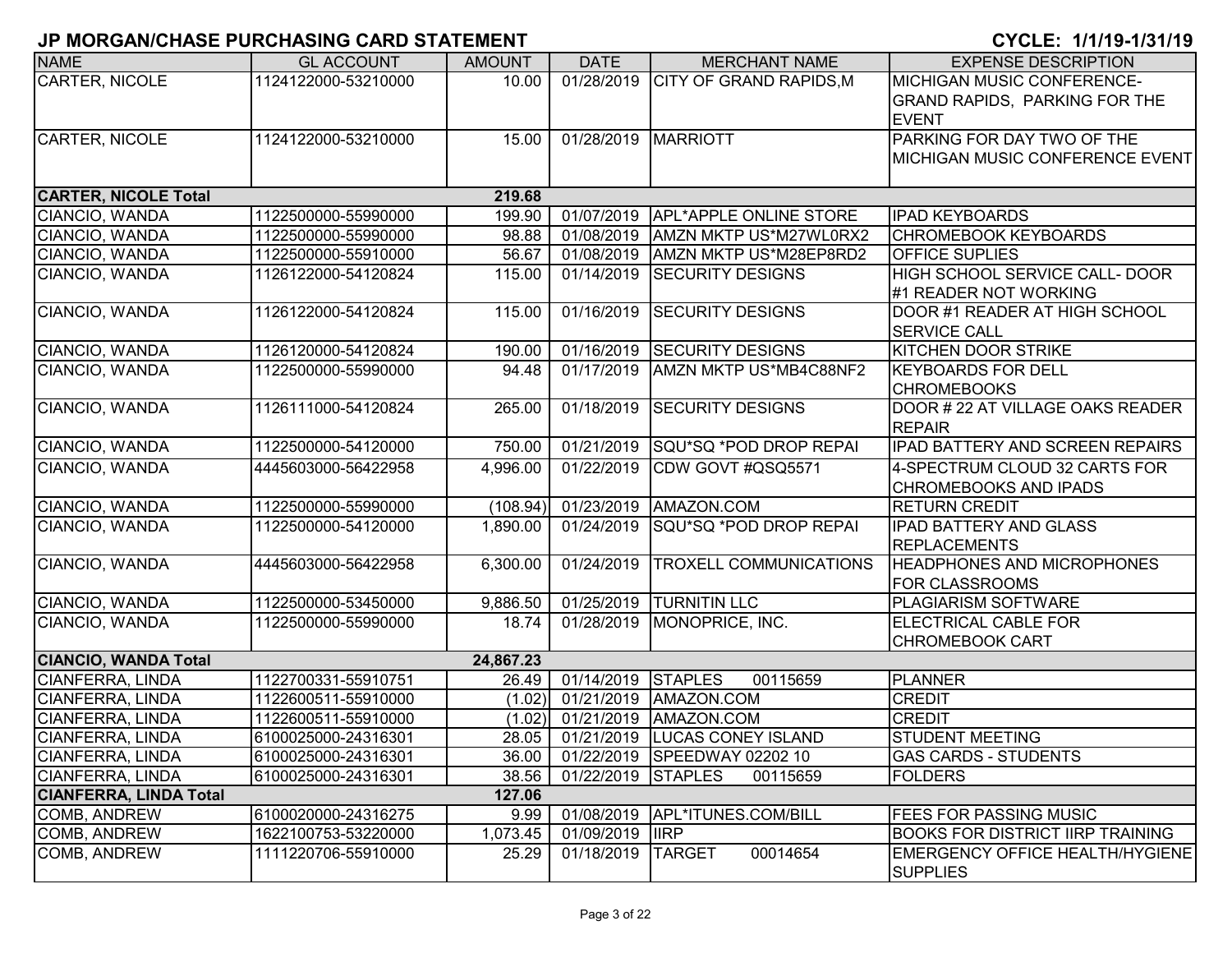## JP MORGAN/CHASE PURCHASING CARD STATEMENT

**CYCLE: 1/1/19-1/31/19**

| NAME | GL ACCOUNT | AMOUNT | DATE | MERCHANT NAME | EXPENSE DESCRIPTION |
|---|---|---|---|---|---|
| CARTER, NICOLE | 1124122000-53210000 | 10.00 | 01/28/2019 | CITY OF GRAND RAPIDS,M | MICHIGAN MUSIC CONFERENCE- GRAND RAPIDS, PARKING FOR THE EVENT |
| CARTER, NICOLE | 1124122000-53210000 | 15.00 | 01/28/2019 | MARRIOTT | PARKING FOR DAY TWO OF THE MICHIGAN MUSIC CONFERENCE EVENT |
| **CARTER, NICOLE Total** | | **219.68** | | | |
| CIANCIO, WANDA | 1122500000-55990000 | 199.90 | 01/07/2019 | APL*APPLE ONLINE STORE | IPAD KEYBOARDS |
| CIANCIO, WANDA | 1122500000-55990000 | 98.88 | 01/08/2019 | AMZN MKTP US*M27WL0RX2 | CHROMEBOOK KEYBOARDS |
| CIANCIO, WANDA | 1122500000-55910000 | 56.67 | 01/08/2019 | AMZN MKTP US*M28EP8RD2 | OFFICE SUPLIES |
| CIANCIO, WANDA | 1126122000-54120824 | 115.00 | 01/14/2019 | SECURITY DESIGNS | HIGH SCHOOL SERVICE CALL- DOOR #1 READER NOT WORKING |
| CIANCIO, WANDA | 1126122000-54120824 | 115.00 | 01/16/2019 | SECURITY DESIGNS | DOOR #1 READER AT HIGH SCHOOL SERVICE CALL |
| CIANCIO, WANDA | 1126120000-54120824 | 190.00 | 01/16/2019 | SECURITY DESIGNS | KITCHEN DOOR STRIKE |
| CIANCIO, WANDA | 1122500000-55990000 | 94.48 | 01/17/2019 | AMZN MKTP US*MB4C88NF2 | KEYBOARDS FOR DELL CHROMEBOOKS |
| CIANCIO, WANDA | 1126111000-54120824 | 265.00 | 01/18/2019 | SECURITY DESIGNS | DOOR # 22 AT VILLAGE OAKS READER REPAIR |
| CIANCIO, WANDA | 1122500000-54120000 | 750.00 | 01/21/2019 | SQU*SQ *POD DROP REPAI | IPAD BATTERY AND SCREEN REPAIRS |
| CIANCIO, WANDA | 4445603000-56422958 | 4,996.00 | 01/22/2019 | CDW GOVT #QSQ5571 | 4-SPECTRUM CLOUD 32 CARTS FOR CHROMEBOOKS AND IPADS |
| CIANCIO, WANDA | 1122500000-55990000 | (108.94) | 01/23/2019 | AMAZON.COM | RETURN CREDIT |
| CIANCIO, WANDA | 1122500000-54120000 | 1,890.00 | 01/24/2019 | SQU*SQ *POD DROP REPAI | IPAD BATTERY AND GLASS REPLACEMENTS |
| CIANCIO, WANDA | 4445603000-56422958 | 6,300.00 | 01/24/2019 | TROXELL COMMUNICATIONS | HEADPHONES AND MICROPHONES FOR CLASSROOMS |
| CIANCIO, WANDA | 1122500000-53450000 | 9,886.50 | 01/25/2019 | TURNITIN LLC | PLAGIARISM SOFTWARE |
| CIANCIO, WANDA | 1122500000-55990000 | 18.74 | 01/28/2019 | MONOPRICE, INC. | ELECTRICAL CABLE FOR CHROMEBOOK CART |
| **CIANCIO, WANDA Total** | | **24,867.23** | | | |
| CIANFERRA, LINDA | 1122700331-55910751 | 26.49 | 01/14/2019 | STAPLES 00115659 | PLANNER |
| CIANFERRA, LINDA | 1122600511-55910000 | (1.02) | 01/21/2019 | AMAZON.COM | CREDIT |
| CIANFERRA, LINDA | 1122600511-55910000 | (1.02) | 01/21/2019 | AMAZON.COM | CREDIT |
| CIANFERRA, LINDA | 6100025000-24316301 | 28.05 | 01/21/2019 | LUCAS CONEY ISLAND | STUDENT MEETING |
| CIANFERRA, LINDA | 6100025000-24316301 | 36.00 | 01/22/2019 | SPEEDWAY 02202 10 | GAS CARDS - STUDENTS |
| CIANFERRA, LINDA | 6100025000-24316301 | 38.56 | 01/22/2019 | STAPLES 00115659 | FOLDERS |
| **CIANFERRA, LINDA Total** | | **127.06** | | | |
| COMB, ANDREW | 6100020000-24316275 | 9.99 | 01/08/2019 | APL*ITUNES.COM/BILL | FEES FOR PASSING MUSIC |
| COMB, ANDREW | 1622100753-53220000 | 1,073.45 | 01/09/2019 | IIRP | BOOKS FOR DISTRICT IIRP TRAINING |
| COMB, ANDREW | 1111220706-55910000 | 25.29 | 01/18/2019 | TARGET 00014654 | EMERGENCY OFFICE HEALTH/HYGIENE SUPPLIES |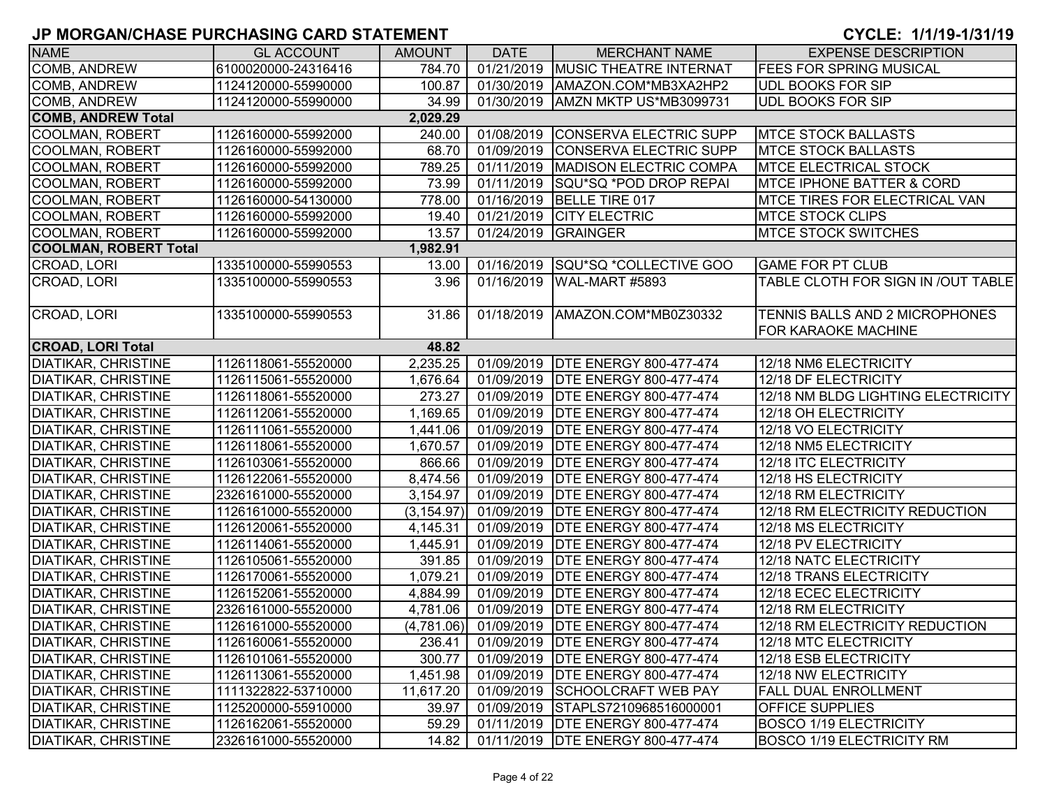# JP MORGAN/CHASE PURCHASING CARD STATEMENT

**CYCLE: 1/1/19-1/31/19**

| NAME | GL ACCOUNT | AMOUNT | DATE | MERCHANT NAME | EXPENSE DESCRIPTION |
|---|---|---|---|---|---|
| COMB, ANDREW | 6100020000-24316416 | 784.70 | 01/21/2019 | MUSIC THEATRE INTERNAT | FEES FOR SPRING MUSICAL |
| COMB, ANDREW | 1124120000-55990000 | 100.87 | 01/30/2019 | AMAZON.COM*MB3XA2HP2 | UDL BOOKS FOR SIP |
| COMB, ANDREW | 1124120000-55990000 | 34.99 | 01/30/2019 | AMZN MKTP US*MB3099731 | UDL BOOKS FOR SIP |
| **COMB, ANDREW Total** | | **2,029.29** | | | |
| COOLMAN, ROBERT | 1126160000-55992000 | 240.00 | 01/08/2019 | CONSERVA ELECTRIC SUPP | MTCE STOCK BALLASTS |
| COOLMAN, ROBERT | 1126160000-55992000 | 68.70 | 01/09/2019 | CONSERVA ELECTRIC SUPP | MTCE STOCK BALLASTS |
| COOLMAN, ROBERT | 1126160000-55992000 | 789.25 | 01/11/2019 | MADISON ELECTRIC COMPA | MTCE ELECTRICAL STOCK |
| COOLMAN, ROBERT | 1126160000-55992000 | 73.99 | 01/11/2019 | SQU*SQ *POD DROP REPAI | MTCE IPHONE BATTER & CORD |
| COOLMAN, ROBERT | 1126160000-54130000 | 778.00 | 01/16/2019 | BELLE TIRE 017 | MTCE TIRES FOR ELECTRICAL VAN |
| COOLMAN, ROBERT | 1126160000-55992000 | 19.40 | 01/21/2019 | CITY ELECTRIC | MTCE STOCK CLIPS |
| COOLMAN, ROBERT | 1126160000-55992000 | 13.57 | 01/24/2019 | GRAINGER | MTCE STOCK SWITCHES |
| **COOLMAN, ROBERT Total** | | **1,982.91** | | | |
| CROAD, LORI | 1335100000-55990553 | 13.00 | 01/16/2019 | SQU*SQ *COLLECTIVE GOO | GAME FOR PT CLUB |
| CROAD, LORI | 1335100000-55990553 | 3.96 | 01/16/2019 | WAL-MART #5893 | TABLE CLOTH FOR SIGN IN /OUT TABLE |
| CROAD, LORI | 1335100000-55990553 | 31.86 | 01/18/2019 | AMAZON.COM*MB0Z30332 | TENNIS BALLS AND 2 MICROPHONES FOR KARAOKE MACHINE |
| **CROAD, LORI Total** | | **48.82** | | | |
| DIATIKAR, CHRISTINE | 1126118061-55520000 | 2,235.25 | 01/09/2019 | DTE ENERGY 800-477-474 | 12/18 NM6 ELECTRICITY |
| DIATIKAR, CHRISTINE | 1126115061-55520000 | 1,676.64 | 01/09/2019 | DTE ENERGY 800-477-474 | 12/18 DF ELECTRICITY |
| DIATIKAR, CHRISTINE | 1126118061-55520000 | 273.27 | 01/09/2019 | DTE ENERGY 800-477-474 | 12/18 NM BLDG LIGHTING ELECTRICITY |
| DIATIKAR, CHRISTINE | 1126112061-55520000 | 1,169.65 | 01/09/2019 | DTE ENERGY 800-477-474 | 12/18 OH ELECTRICITY |
| DIATIKAR, CHRISTINE | 1126111061-55520000 | 1,441.06 | 01/09/2019 | DTE ENERGY 800-477-474 | 12/18 VO ELECTRICITY |
| DIATIKAR, CHRISTINE | 1126118061-55520000 | 1,670.57 | 01/09/2019 | DTE ENERGY 800-477-474 | 12/18 NM5 ELECTRICITY |
| DIATIKAR, CHRISTINE | 1126103061-55520000 | 866.66 | 01/09/2019 | DTE ENERGY 800-477-474 | 12/18 ITC ELECTRICITY |
| DIATIKAR, CHRISTINE | 1126122061-55520000 | 8,474.56 | 01/09/2019 | DTE ENERGY 800-477-474 | 12/18 HS ELECTRICITY |
| DIATIKAR, CHRISTINE | 2326161000-55520000 | 3,154.97 | 01/09/2019 | DTE ENERGY 800-477-474 | 12/18 RM ELECTRICITY |
| DIATIKAR, CHRISTINE | 1126161000-55520000 | (3,154.97) | 01/09/2019 | DTE ENERGY 800-477-474 | 12/18 RM ELECTRICITY REDUCTION |
| DIATIKAR, CHRISTINE | 1126120061-55520000 | 4,145.31 | 01/09/2019 | DTE ENERGY 800-477-474 | 12/18 MS ELECTRICITY |
| DIATIKAR, CHRISTINE | 1126114061-55520000 | 1,445.91 | 01/09/2019 | DTE ENERGY 800-477-474 | 12/18 PV ELECTRICITY |
| DIATIKAR, CHRISTINE | 1126105061-55520000 | 391.85 | 01/09/2019 | DTE ENERGY 800-477-474 | 12/18 NATC ELECTRICITY |
| DIATIKAR, CHRISTINE | 1126170061-55520000 | 1,079.21 | 01/09/2019 | DTE ENERGY 800-477-474 | 12/18 TRANS ELECTRICITY |
| DIATIKAR, CHRISTINE | 1126152061-55520000 | 4,884.99 | 01/09/2019 | DTE ENERGY 800-477-474 | 12/18 ECEC ELECTRICITY |
| DIATIKAR, CHRISTINE | 2326161000-55520000 | 4,781.06 | 01/09/2019 | DTE ENERGY 800-477-474 | 12/18 RM ELECTRICITY |
| DIATIKAR, CHRISTINE | 1126161000-55520000 | (4,781.06) | 01/09/2019 | DTE ENERGY 800-477-474 | 12/18 RM ELECTRICITY REDUCTION |
| DIATIKAR, CHRISTINE | 1126160061-55520000 | 236.41 | 01/09/2019 | DTE ENERGY 800-477-474 | 12/18 MTC ELECTRICITY |
| DIATIKAR, CHRISTINE | 1126101061-55520000 | 300.77 | 01/09/2019 | DTE ENERGY 800-477-474 | 12/18 ESB ELECTRICITY |
| DIATIKAR, CHRISTINE | 1126113061-55520000 | 1,451.98 | 01/09/2019 | DTE ENERGY 800-477-474 | 12/18 NW ELECTRICITY |
| DIATIKAR, CHRISTINE | 1111322822-53710000 | 11,617.20 | 01/09/2019 | SCHOOLCRAFT WEB PAY | FALL DUAL ENROLLMENT |
| DIATIKAR, CHRISTINE | 1125200000-55910000 | 39.97 | 01/09/2019 | STAPLS7210968516000001 | OFFICE SUPPLIES |
| DIATIKAR, CHRISTINE | 1126162061-55520000 | 59.29 | 01/11/2019 | DTE ENERGY 800-477-474 | BOSCO 1/19 ELECTRICITY |
| DIATIKAR, CHRISTINE | 2326161000-55520000 | 14.82 | 01/11/2019 | DTE ENERGY 800-477-474 | BOSCO 1/19 ELECTRICITY RM |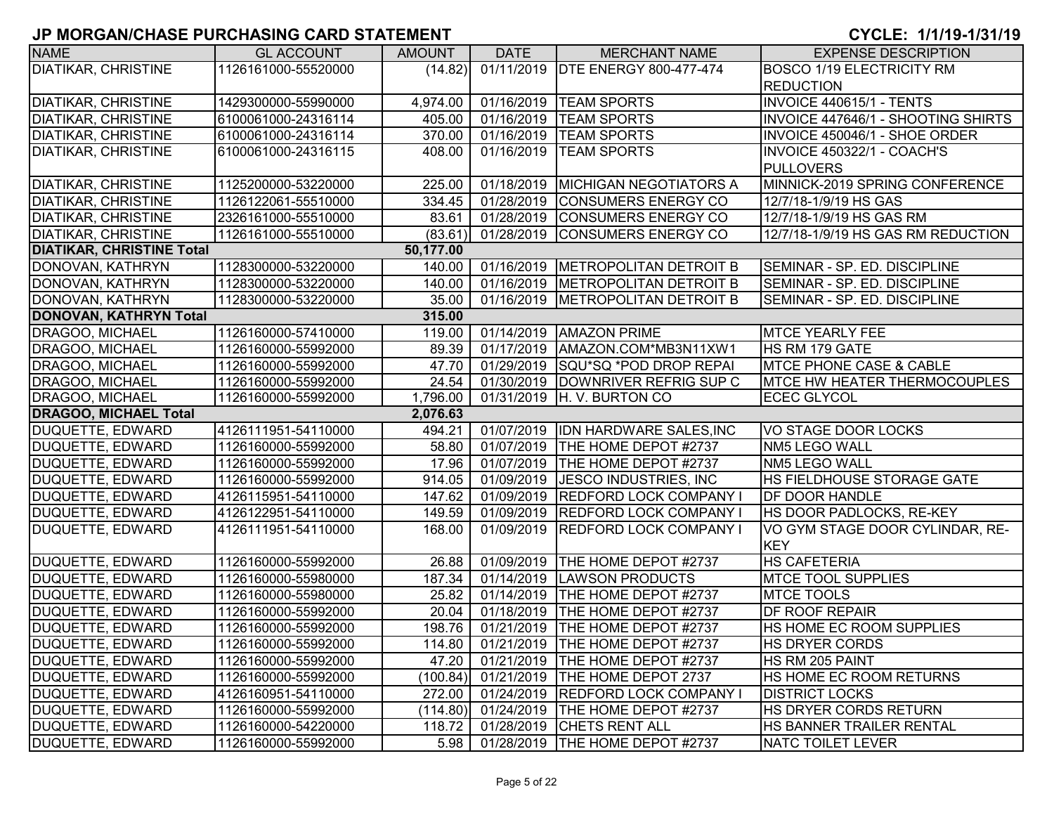# JP MORGAN/CHASE PURCHASING CARD STATEMENT

**CYCLE: 1/1/19-1/31/19**

| NAME | GL ACCOUNT | AMOUNT | DATE | MERCHANT NAME | EXPENSE DESCRIPTION |
|---|---|---|---|---|---|
| DIATIKAR, CHRISTINE | 1126161000-55520000 | (14.82) | 01/11/2019 | DTE ENERGY 800-477-474 | BOSCO 1/19 ELECTRICITY RM REDUCTION |
| DIATIKAR, CHRISTINE | 1429300000-55990000 | 4,974.00 | 01/16/2019 | TEAM SPORTS | INVOICE 440615/1 - TENTS |
| DIATIKAR, CHRISTINE | 6100061000-24316114 | 405.00 | 01/16/2019 | TEAM SPORTS | INVOICE 447646/1 - SHOOTING SHIRTS |
| DIATIKAR, CHRISTINE | 6100061000-24316114 | 370.00 | 01/16/2019 | TEAM SPORTS | INVOICE 450046/1 - SHOE ORDER |
| DIATIKAR, CHRISTINE | 6100061000-24316115 | 408.00 | 01/16/2019 | TEAM SPORTS | INVOICE 450322/1 - COACH'S PULLOVERS |
| DIATIKAR, CHRISTINE | 1125200000-53220000 | 225.00 | 01/18/2019 | MICHIGAN NEGOTIATORS A | MINNICK-2019 SPRING CONFERENCE |
| DIATIKAR, CHRISTINE | 1126122061-55510000 | 334.45 | 01/28/2019 | CONSUMERS ENERGY CO | 12/7/18-1/9/19 HS GAS |
| DIATIKAR, CHRISTINE | 2326161000-55510000 | 83.61 | 01/28/2019 | CONSUMERS ENERGY CO | 12/7/18-1/9/19 HS GAS RM |
| DIATIKAR, CHRISTINE | 1126161000-55510000 | (83.61) | 01/28/2019 | CONSUMERS ENERGY CO | 12/7/18-1/9/19 HS GAS RM REDUCTION |
| **DIATIKAR, CHRISTINE Total** | | **50,177.00** | | | |
| DONOVAN, KATHRYN | 1128300000-53220000 | 140.00 | 01/16/2019 | METROPOLITAN DETROIT B | SEMINAR - SP. ED. DISCIPLINE |
| DONOVAN, KATHRYN | 1128300000-53220000 | 140.00 | 01/16/2019 | METROPOLITAN DETROIT B | SEMINAR - SP. ED. DISCIPLINE |
| DONOVAN, KATHRYN | 1128300000-53220000 | 35.00 | 01/16/2019 | METROPOLITAN DETROIT B | SEMINAR - SP. ED. DISCIPLINE |
| **DONOVAN, KATHRYN Total** | | **315.00** | | | |
| DRAGOO, MICHAEL | 1126160000-57410000 | 119.00 | 01/14/2019 | AMAZON PRIME | MTCE YEARLY FEE |
| DRAGOO, MICHAEL | 1126160000-55992000 | 89.39 | 01/17/2019 | AMAZON.COM*MB3N11XW1 | HS RM 179 GATE |
| DRAGOO, MICHAEL | 1126160000-55992000 | 47.70 | 01/29/2019 | SQU*SQ *POD DROP REPAI | MTCE PHONE CASE & CABLE |
| DRAGOO, MICHAEL | 1126160000-55992000 | 24.54 | 01/30/2019 | DOWNRIVER REFRIG SUP C | MTCE HW HEATER THERMOCOUPLES |
| DRAGOO, MICHAEL | 1126160000-55992000 | 1,796.00 | 01/31/2019 | H. V. BURTON CO | ECEC GLYCOL |
| **DRAGOO, MICHAEL Total** | | **2,076.63** | | | |
| DUQUETTE, EDWARD | 4126111951-54110000 | 494.21 | 01/07/2019 | IDN HARDWARE SALES,INC | VO STAGE DOOR LOCKS |
| DUQUETTE, EDWARD | 1126160000-55992000 | 58.80 | 01/07/2019 | THE HOME DEPOT #2737 | NM5 LEGO WALL |
| DUQUETTE, EDWARD | 1126160000-55992000 | 17.96 | 01/07/2019 | THE HOME DEPOT #2737 | NM5 LEGO WALL |
| DUQUETTE, EDWARD | 1126160000-55992000 | 914.05 | 01/09/2019 | JESCO INDUSTRIES, INC | HS FIELDHOUSE STORAGE GATE |
| DUQUETTE, EDWARD | 4126115951-54110000 | 147.62 | 01/09/2019 | REDFORD LOCK COMPANY I | DF DOOR HANDLE |
| DUQUETTE, EDWARD | 4126122951-54110000 | 149.59 | 01/09/2019 | REDFORD LOCK COMPANY I | HS DOOR PADLOCKS, RE-KEY |
| DUQUETTE, EDWARD | 4126111951-54110000 | 168.00 | 01/09/2019 | REDFORD LOCK COMPANY I | VO GYM STAGE DOOR CYLINDAR, RE-KEY |
| DUQUETTE, EDWARD | 1126160000-55992000 | 26.88 | 01/09/2019 | THE HOME DEPOT #2737 | HS CAFETERIA |
| DUQUETTE, EDWARD | 1126160000-55980000 | 187.34 | 01/14/2019 | LAWSON PRODUCTS | MTCE TOOL SUPPLIES |
| DUQUETTE, EDWARD | 1126160000-55980000 | 25.82 | 01/14/2019 | THE HOME DEPOT #2737 | MTCE TOOLS |
| DUQUETTE, EDWARD | 1126160000-55992000 | 20.04 | 01/18/2019 | THE HOME DEPOT #2737 | DF ROOF REPAIR |
| DUQUETTE, EDWARD | 1126160000-55992000 | 198.76 | 01/21/2019 | THE HOME DEPOT #2737 | HS HOME EC ROOM SUPPLIES |
| DUQUETTE, EDWARD | 1126160000-55992000 | 114.80 | 01/21/2019 | THE HOME DEPOT #2737 | HS DRYER CORDS |
| DUQUETTE, EDWARD | 1126160000-55992000 | 47.20 | 01/21/2019 | THE HOME DEPOT #2737 | HS RM 205 PAINT |
| DUQUETTE, EDWARD | 1126160000-55992000 | (100.84) | 01/21/2019 | THE HOME DEPOT 2737 | HS HOME EC ROOM RETURNS |
| DUQUETTE, EDWARD | 4126160951-54110000 | 272.00 | 01/24/2019 | REDFORD LOCK COMPANY I | DISTRICT LOCKS |
| DUQUETTE, EDWARD | 1126160000-55992000 | (114.80) | 01/24/2019 | THE HOME DEPOT #2737 | HS DRYER CORDS RETURN |
| DUQUETTE, EDWARD | 1126160000-54220000 | 118.72 | 01/28/2019 | CHETS RENT ALL | HS BANNER TRAILER RENTAL |
| DUQUETTE, EDWARD | 1126160000-55992000 | 5.98 | 01/28/2019 | THE HOME DEPOT #2737 | NATC TOILET LEVER |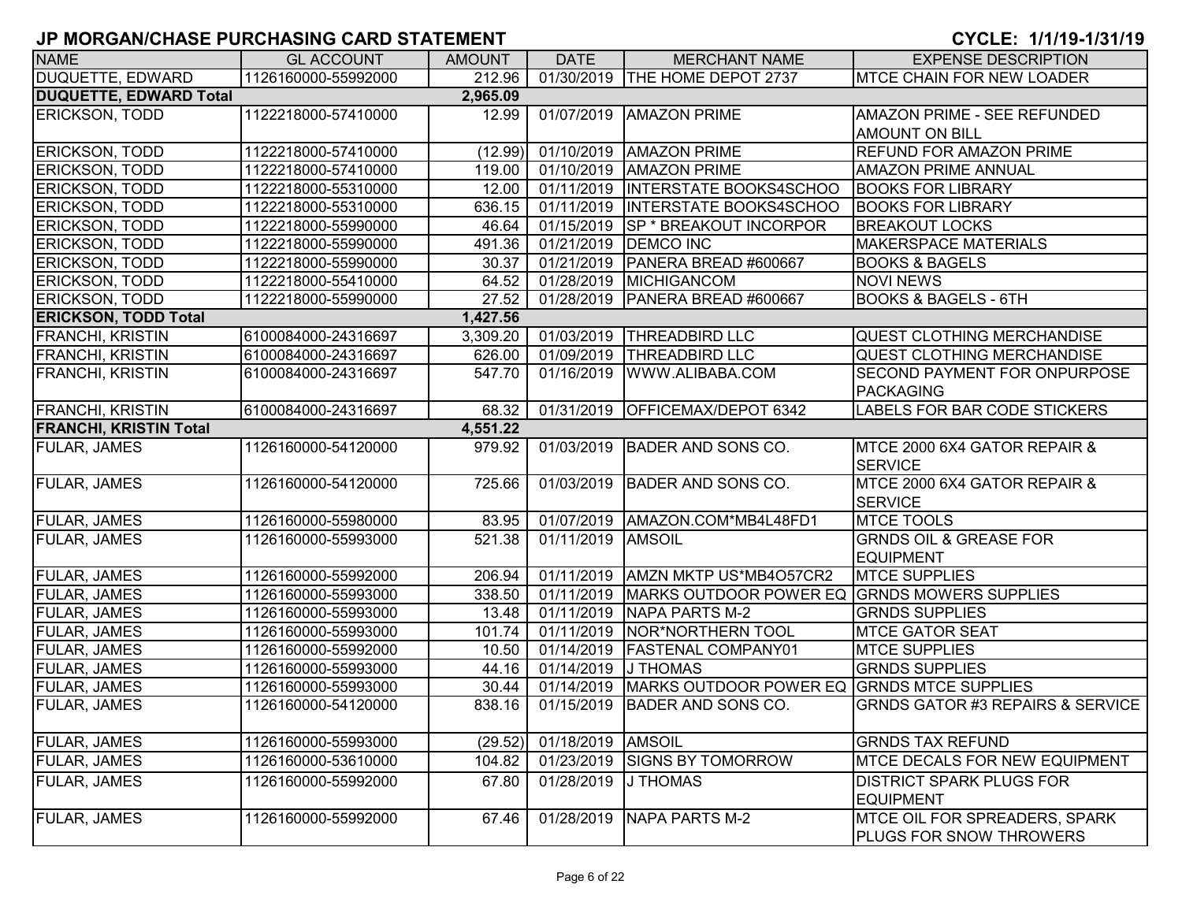## JP MORGAN/CHASE PURCHASING CARD STATEMENT

**CYCLE: 1/1/19-1/31/19**

| NAME | GL ACCOUNT | AMOUNT | DATE | MERCHANT NAME | EXPENSE DESCRIPTION |
|---|---|---|---|---|---|
| DUQUETTE, EDWARD | 1126160000-55992000 | 212.96 | 01/30/2019 | THE HOME DEPOT 2737 | MTCE CHAIN FOR NEW LOADER |
| **DUQUETTE, EDWARD Total** | | **2,965.09** | | | |
| ERICKSON, TODD | 1122218000-57410000 | 12.99 | 01/07/2019 | AMAZON PRIME | AMAZON PRIME - SEE REFUNDED AMOUNT ON BILL |
| ERICKSON, TODD | 1122218000-57410000 | (12.99) | 01/10/2019 | AMAZON PRIME | REFUND FOR AMAZON PRIME |
| ERICKSON, TODD | 1122218000-57410000 | 119.00 | 01/10/2019 | AMAZON PRIME | AMAZON PRIME ANNUAL |
| ERICKSON, TODD | 1122218000-55310000 | 12.00 | 01/11/2019 | INTERSTATE BOOKS4SCHOO | BOOKS FOR LIBRARY |
| ERICKSON, TODD | 1122218000-55310000 | 636.15 | 01/11/2019 | INTERSTATE BOOKS4SCHOO | BOOKS FOR LIBRARY |
| ERICKSON, TODD | 1122218000-55990000 | 46.64 | 01/15/2019 | SP * BREAKOUT INCORPOR | BREAKOUT LOCKS |
| ERICKSON, TODD | 1122218000-55990000 | 491.36 | 01/21/2019 | DEMCO INC | MAKERSPACE MATERIALS |
| ERICKSON, TODD | 1122218000-55990000 | 30.37 | 01/21/2019 | PANERA BREAD #600667 | BOOKS & BAGELS |
| ERICKSON, TODD | 1122218000-55410000 | 64.52 | 01/28/2019 | MICHIGANCOM | NOVI NEWS |
| ERICKSON, TODD | 1122218000-55990000 | 27.52 | 01/28/2019 | PANERA BREAD #600667 | BOOKS & BAGELS - 6TH |
| **ERICKSON, TODD Total** | | **1,427.56** | | | |
| FRANCHI, KRISTIN | 6100084000-24316697 | 3,309.20 | 01/03/2019 | THREADBIRD LLC | QUEST CLOTHING MERCHANDISE |
| FRANCHI, KRISTIN | 6100084000-24316697 | 626.00 | 01/09/2019 | THREADBIRD LLC | QUEST CLOTHING MERCHANDISE |
| FRANCHI, KRISTIN | 6100084000-24316697 | 547.70 | 01/16/2019 | WWW.ALIBABA.COM | SECOND PAYMENT FOR ONPURPOSE PACKAGING |
| FRANCHI, KRISTIN | 6100084000-24316697 | 68.32 | 01/31/2019 | OFFICEMAX/DEPOT 6342 | LABELS FOR BAR CODE STICKERS |
| **FRANCHI, KRISTIN Total** | | **4,551.22** | | | |
| FULAR, JAMES | 1126160000-54120000 | 979.92 | 01/03/2019 | BADER AND SONS CO. | MTCE 2000 6X4 GATOR REPAIR & SERVICE |
| FULAR, JAMES | 1126160000-54120000 | 725.66 | 01/03/2019 | BADER AND SONS CO. | MTCE 2000 6X4 GATOR REPAIR & SERVICE |
| FULAR, JAMES | 1126160000-55980000 | 83.95 | 01/07/2019 | AMAZON.COM*MB4L48FD1 | MTCE TOOLS |
| FULAR, JAMES | 1126160000-55993000 | 521.38 | 01/11/2019 | AMSOIL | GRNDS OIL & GREASE FOR EQUIPMENT |
| FULAR, JAMES | 1126160000-55992000 | 206.94 | 01/11/2019 | AMZN MKTP US*MB4O57CR2 | MTCE SUPPLIES |
| FULAR, JAMES | 1126160000-55993000 | 338.50 | 01/11/2019 | MARKS OUTDOOR POWER EQ | GRNDS MOWERS SUPPLIES |
| FULAR, JAMES | 1126160000-55993000 | 13.48 | 01/11/2019 | NAPA PARTS M-2 | GRNDS SUPPLIES |
| FULAR, JAMES | 1126160000-55993000 | 101.74 | 01/11/2019 | NOR*NORTHERN TOOL | MTCE GATOR SEAT |
| FULAR, JAMES | 1126160000-55992000 | 10.50 | 01/14/2019 | FASTENAL COMPANY01 | MTCE SUPPLIES |
| FULAR, JAMES | 1126160000-55993000 | 44.16 | 01/14/2019 | J THOMAS | GRNDS SUPPLIES |
| FULAR, JAMES | 1126160000-55993000 | 30.44 | 01/14/2019 | MARKS OUTDOOR POWER EQ | GRNDS MTCE SUPPLIES |
| FULAR, JAMES | 1126160000-54120000 | 838.16 | 01/15/2019 | BADER AND SONS CO. | GRNDS GATOR #3 REPAIRS & SERVICE |
| FULAR, JAMES | 1126160000-55993000 | (29.52) | 01/18/2019 | AMSOIL | GRNDS TAX REFUND |
| FULAR, JAMES | 1126160000-53610000 | 104.82 | 01/23/2019 | SIGNS BY TOMORROW | MTCE DECALS FOR NEW EQUIPMENT |
| FULAR, JAMES | 1126160000-55992000 | 67.80 | 01/28/2019 | J THOMAS | DISTRICT SPARK PLUGS FOR EQUIPMENT |
| FULAR, JAMES | 1126160000-55992000 | 67.46 | 01/28/2019 | NAPA PARTS M-2 | MTCE OIL FOR SPREADERS, SPARK PLUGS FOR SNOW THROWERS |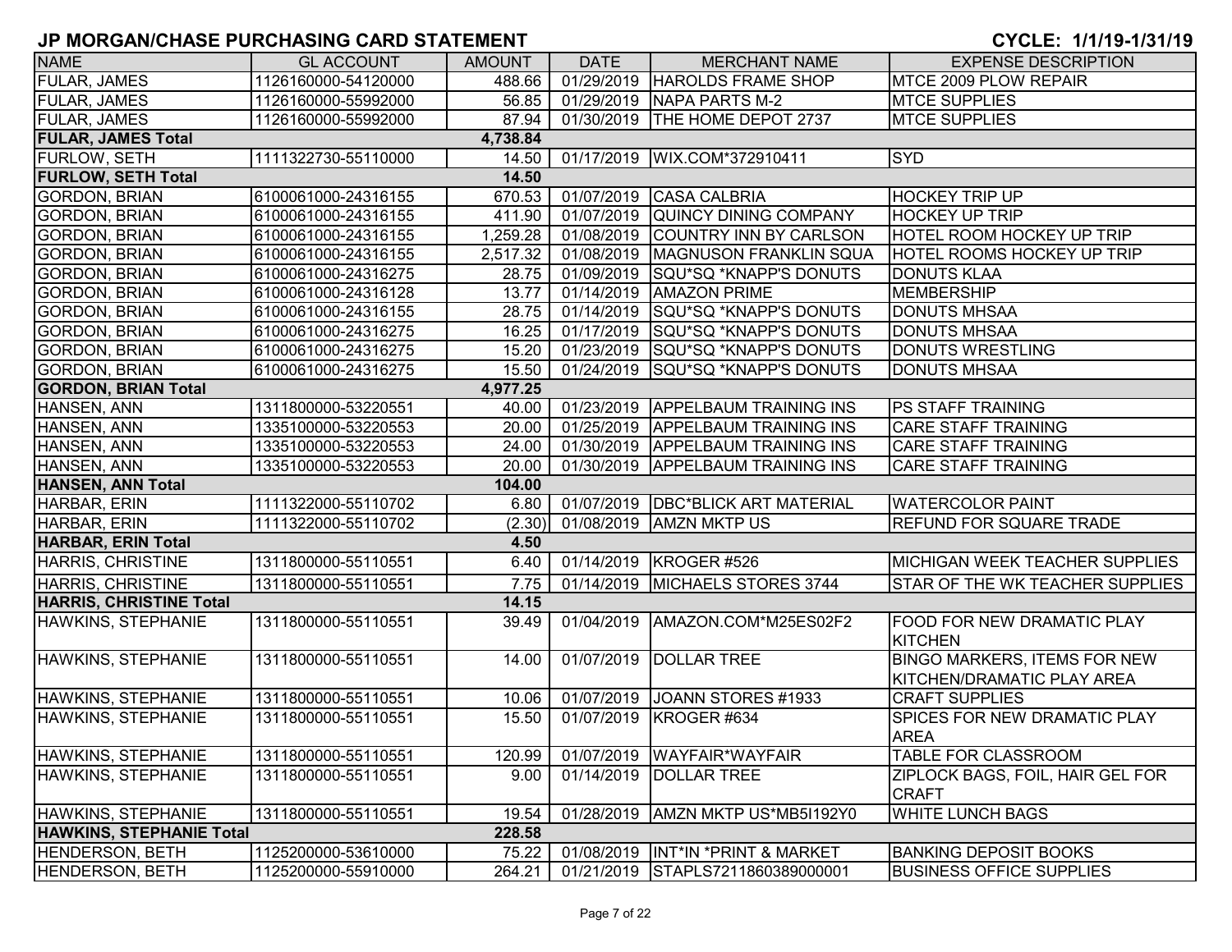# JP MORGAN/CHASE PURCHASING CARD STATEMENT

**CYCLE: 1/1/19-1/31/19**

| NAME | GL ACCOUNT | AMOUNT | DATE | MERCHANT NAME | EXPENSE DESCRIPTION |
|---|---|---|---|---|---|
| FULAR, JAMES | 1126160000-54120000 | 488.66 | 01/29/2019 | HAROLDS FRAME SHOP | MTCE 2009 PLOW REPAIR |
| FULAR, JAMES | 1126160000-55992000 | 56.85 | 01/29/2019 | NAPA PARTS M-2 | MTCE SUPPLIES |
| FULAR, JAMES | 1126160000-55992000 | 87.94 | 01/30/2019 | THE HOME DEPOT 2737 | MTCE SUPPLIES |
| **FULAR, JAMES Total** | | **4,738.84** | | | |
| FURLOW, SETH | 1111322730-55110000 | 14.50 | 01/17/2019 | WIX.COM*372910411 | SYD |
| **FURLOW, SETH Total** | | **14.50** | | | |
| GORDON, BRIAN | 6100061000-24316155 | 670.53 | 01/07/2019 | CASA CALBRIA | HOCKEY TRIP UP |
| GORDON, BRIAN | 6100061000-24316155 | 411.90 | 01/07/2019 | QUINCY DINING COMPANY | HOCKEY UP TRIP |
| GORDON, BRIAN | 6100061000-24316155 | 1,259.28 | 01/08/2019 | COUNTRY INN BY CARLSON | HOTEL ROOM HOCKEY UP TRIP |
| GORDON, BRIAN | 6100061000-24316155 | 2,517.32 | 01/08/2019 | MAGNUSON FRANKLIN SQUA | HOTEL ROOMS HOCKEY UP TRIP |
| GORDON, BRIAN | 6100061000-24316275 | 28.75 | 01/09/2019 | SQU*SQ *KNAPP'S DONUTS | DONUTS KLAA |
| GORDON, BRIAN | 6100061000-24316128 | 13.77 | 01/14/2019 | AMAZON PRIME | MEMBERSHIP |
| GORDON, BRIAN | 6100061000-24316155 | 28.75 | 01/14/2019 | SQU*SQ *KNAPP'S DONUTS | DONUTS MHSAA |
| GORDON, BRIAN | 6100061000-24316275 | 16.25 | 01/17/2019 | SQU*SQ *KNAPP'S DONUTS | DONUTS MHSAA |
| GORDON, BRIAN | 6100061000-24316275 | 15.20 | 01/23/2019 | SQU*SQ *KNAPP'S DONUTS | DONUTS WRESTLING |
| GORDON, BRIAN | 6100061000-24316275 | 15.50 | 01/24/2019 | SQU*SQ *KNAPP'S DONUTS | DONUTS MHSAA |
| **GORDON, BRIAN Total** | | **4,977.25** | | | |
| HANSEN, ANN | 1311800000-53220551 | 40.00 | 01/23/2019 | APPELBAUM TRAINING INS | PS STAFF TRAINING |
| HANSEN, ANN | 1335100000-53220553 | 20.00 | 01/25/2019 | APPELBAUM TRAINING INS | CARE STAFF TRAINING |
| HANSEN, ANN | 1335100000-53220553 | 24.00 | 01/30/2019 | APPELBAUM TRAINING INS | CARE STAFF TRAINING |
| HANSEN, ANN | 1335100000-53220553 | 20.00 | 01/30/2019 | APPELBAUM TRAINING INS | CARE STAFF TRAINING |
| **HANSEN, ANN Total** | | **104.00** | | | |
| HARBAR, ERIN | 1111322000-55110702 | 6.80 | 01/07/2019 | DBC*BLICK ART MATERIAL | WATERCOLOR PAINT |
| HARBAR, ERIN | 1111322000-55110702 | (2.30) | 01/08/2019 | AMZN MKTP US | REFUND FOR SQUARE TRADE |
| **HARBAR, ERIN Total** | | **4.50** | | | |
| HARRIS, CHRISTINE | 1311800000-55110551 | 6.40 | 01/14/2019 | KROGER #526 | MICHIGAN WEEK TEACHER SUPPLIES |
| HARRIS, CHRISTINE | 1311800000-55110551 | 7.75 | 01/14/2019 | MICHAELS STORES 3744 | STAR OF THE WK TEACHER SUPPLIES |
| **HARRIS, CHRISTINE Total** | | **14.15** | | | |
| HAWKINS, STEPHANIE | 1311800000-55110551 | 39.49 | 01/04/2019 | AMAZON.COM*M25ES02F2 | FOOD FOR NEW DRAMATIC PLAY KITCHEN |
| HAWKINS, STEPHANIE | 1311800000-55110551 | 14.00 | 01/07/2019 | DOLLAR TREE | BINGO MARKERS, ITEMS FOR NEW KITCHEN/DRAMATIC PLAY AREA |
| HAWKINS, STEPHANIE | 1311800000-55110551 | 10.06 | 01/07/2019 | JOANN STORES #1933 | CRAFT SUPPLIES |
| HAWKINS, STEPHANIE | 1311800000-55110551 | 15.50 | 01/07/2019 | KROGER #634 | SPICES FOR NEW DRAMATIC PLAY AREA |
| HAWKINS, STEPHANIE | 1311800000-55110551 | 120.99 | 01/07/2019 | WAYFAIR*WAYFAIR | TABLE FOR CLASSROOM |
| HAWKINS, STEPHANIE | 1311800000-55110551 | 9.00 | 01/14/2019 | DOLLAR TREE | ZIPLOCK BAGS, FOIL, HAIR GEL FOR CRAFT |
| HAWKINS, STEPHANIE | 1311800000-55110551 | 19.54 | 01/28/2019 | AMZN MKTP US*MB5I192Y0 | WHITE LUNCH BAGS |
| **HAWKINS, STEPHANIE Total** | | **228.58** | | | |
| HENDERSON, BETH | 1125200000-53610000 | 75.22 | 01/08/2019 | INT*IN *PRINT & MARKET | BANKING DEPOSIT BOOKS |
| HENDERSON, BETH | 1125200000-55910000 | 264.21 | 01/21/2019 | STAPLS7211860389000001 | BUSINESS OFFICE SUPPLIES |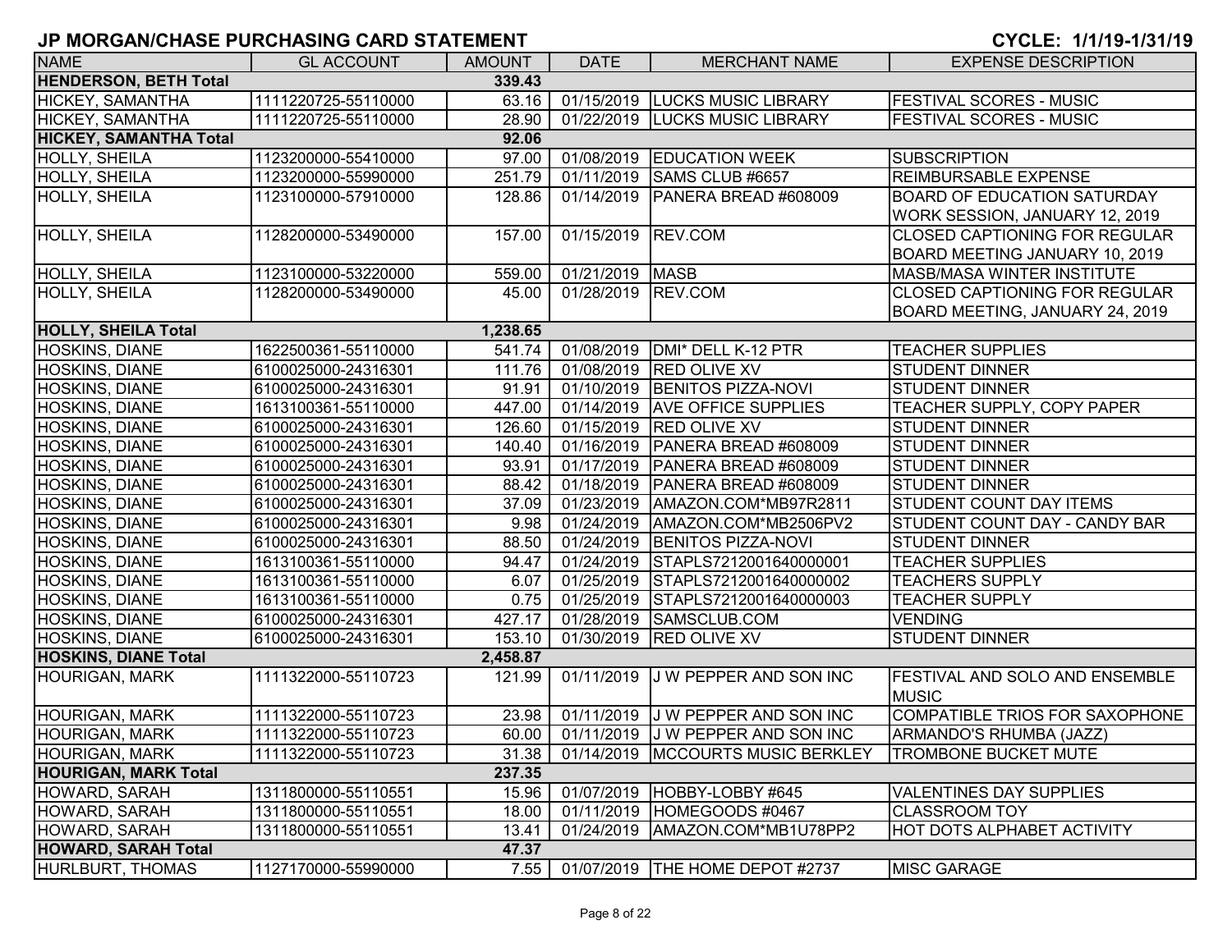# JP MORGAN/CHASE PURCHASING CARD STATEMENT

**CYCLE: 1/1/19-1/31/19**

| NAME | GL ACCOUNT | AMOUNT | DATE | MERCHANT NAME | EXPENSE DESCRIPTION |
|---|---|---|---|---|---|
| **HENDERSON, BETH Total** | | **339.43** | | | |
| HICKEY, SAMANTHA | 1111220725-55110000 | 63.16 | 01/15/2019 | LUCKS MUSIC LIBRARY | FESTIVAL SCORES - MUSIC |
| HICKEY, SAMANTHA | 1111220725-55110000 | 28.90 | 01/22/2019 | LUCKS MUSIC LIBRARY | FESTIVAL SCORES - MUSIC |
| **HICKEY, SAMANTHA Total** | | **92.06** | | | |
| HOLLY, SHEILA | 1123200000-55410000 | 97.00 | 01/08/2019 | EDUCATION WEEK | SUBSCRIPTION |
| HOLLY, SHEILA | 1123200000-55990000 | 251.79 | 01/11/2019 | SAMS CLUB #6657 | REIMBURSABLE EXPENSE |
| HOLLY, SHEILA | 1123100000-57910000 | 128.86 | 01/14/2019 | PANERA BREAD #608009 | BOARD OF EDUCATION SATURDAY WORK SESSION, JANUARY 12, 2019 |
| HOLLY, SHEILA | 1128200000-53490000 | 157.00 | 01/15/2019 | REV.COM | CLOSED CAPTIONING FOR REGULAR BOARD MEETING JANUARY 10, 2019 |
| HOLLY, SHEILA | 1123100000-53220000 | 559.00 | 01/21/2019 | MASB | MASB/MASA WINTER INSTITUTE |
| HOLLY, SHEILA | 1128200000-53490000 | 45.00 | 01/28/2019 | REV.COM | CLOSED CAPTIONING FOR REGULAR BOARD MEETING, JANUARY 24, 2019 |
| **HOLLY, SHEILA Total** | | **1,238.65** | | | |
| HOSKINS, DIANE | 1622500361-55110000 | 541.74 | 01/08/2019 | DMI* DELL K-12 PTR | TEACHER SUPPLIES |
| HOSKINS, DIANE | 6100025000-24316301 | 111.76 | 01/08/2019 | RED OLIVE XV | STUDENT DINNER |
| HOSKINS, DIANE | 6100025000-24316301 | 91.91 | 01/10/2019 | BENITOS PIZZA-NOVI | STUDENT DINNER |
| HOSKINS, DIANE | 1613100361-55110000 | 447.00 | 01/14/2019 | AVE OFFICE SUPPLIES | TEACHER SUPPLY, COPY PAPER |
| HOSKINS, DIANE | 6100025000-24316301 | 126.60 | 01/15/2019 | RED OLIVE XV | STUDENT DINNER |
| HOSKINS, DIANE | 6100025000-24316301 | 140.40 | 01/16/2019 | PANERA BREAD #608009 | STUDENT DINNER |
| HOSKINS, DIANE | 6100025000-24316301 | 93.91 | 01/17/2019 | PANERA BREAD #608009 | STUDENT DINNER |
| HOSKINS, DIANE | 6100025000-24316301 | 88.42 | 01/18/2019 | PANERA BREAD #608009 | STUDENT DINNER |
| HOSKINS, DIANE | 6100025000-24316301 | 37.09 | 01/23/2019 | AMAZON.COM*MB97R2811 | STUDENT COUNT DAY ITEMS |
| HOSKINS, DIANE | 6100025000-24316301 | 9.98 | 01/24/2019 | AMAZON.COM*MB2506PV2 | STUDENT COUNT DAY - CANDY BAR |
| HOSKINS, DIANE | 6100025000-24316301 | 88.50 | 01/24/2019 | BENITOS PIZZA-NOVI | STUDENT DINNER |
| HOSKINS, DIANE | 1613100361-55110000 | 94.47 | 01/24/2019 | STAPLS7212001640000001 | TEACHER SUPPLIES |
| HOSKINS, DIANE | 1613100361-55110000 | 6.07 | 01/25/2019 | STAPLS7212001640000002 | TEACHERS SUPPLY |
| HOSKINS, DIANE | 1613100361-55110000 | 0.75 | 01/25/2019 | STAPLS7212001640000003 | TEACHER SUPPLY |
| HOSKINS, DIANE | 6100025000-24316301 | 427.17 | 01/28/2019 | SAMSCLUB.COM | VENDING |
| HOSKINS, DIANE | 6100025000-24316301 | 153.10 | 01/30/2019 | RED OLIVE XV | STUDENT DINNER |
| **HOSKINS, DIANE Total** | | **2,458.87** | | | |
| HOURIGAN, MARK | 1111322000-55110723 | 121.99 | 01/11/2019 | J W PEPPER AND SON INC | FESTIVAL AND SOLO AND ENSEMBLE MUSIC |
| HOURIGAN, MARK | 1111322000-55110723 | 23.98 | 01/11/2019 | J W PEPPER AND SON INC | COMPATIBLE TRIOS FOR SAXOPHONE |
| HOURIGAN, MARK | 1111322000-55110723 | 60.00 | 01/11/2019 | J W PEPPER AND SON INC | ARMANDO'S RHUMBA (JAZZ) |
| HOURIGAN, MARK | 1111322000-55110723 | 31.38 | 01/14/2019 | MCCOURTS MUSIC BERKLEY | TROMBONE BUCKET MUTE |
| **HOURIGAN, MARK Total** | | **237.35** | | | |
| HOWARD, SARAH | 1311800000-55110551 | 15.96 | 01/07/2019 | HOBBY-LOBBY #645 | VALENTINES DAY SUPPLIES |
| HOWARD, SARAH | 1311800000-55110551 | 18.00 | 01/11/2019 | HOMEGOODS #0467 | CLASSROOM TOY |
| HOWARD, SARAH | 1311800000-55110551 | 13.41 | 01/24/2019 | AMAZON.COM*MB1U78PP2 | HOT DOTS ALPHABET ACTIVITY |
| **HOWARD, SARAH Total** | | **47.37** | | | |
| HURLBURT, THOMAS | 1127170000-55990000 | 7.55 | 01/07/2019 | THE HOME DEPOT #2737 | MISC GARAGE |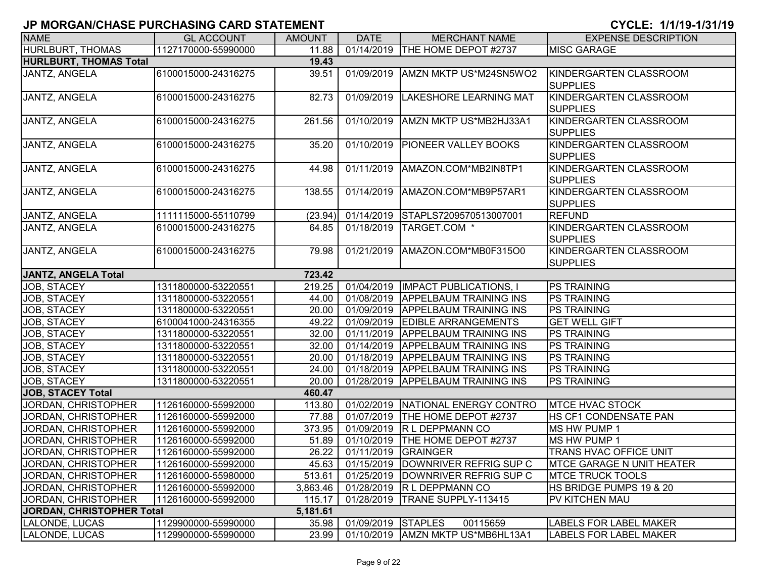## JP MORGAN/CHASE PURCHASING CARD STATEMENT

**CYCLE: 1/1/19-1/31/19**

| NAME | GL ACCOUNT | AMOUNT | DATE | MERCHANT NAME | EXPENSE DESCRIPTION |
|---|---|---|---|---|---|
| HURLBURT, THOMAS | 1127170000-55990000 | 11.88 | 01/14/2019 | THE HOME DEPOT #2737 | MISC GARAGE |
| **HURLBURT, THOMAS Total** | | **19.43** | | | |
| JANTZ, ANGELA | 6100015000-24316275 | 39.51 | 01/09/2019 | AMZN MKTP US*M24SN5WO2 | KINDERGARTEN CLASSROOM SUPPLIES |
| JANTZ, ANGELA | 6100015000-24316275 | 82.73 | 01/09/2019 | LAKESHORE LEARNING MAT | KINDERGARTEN CLASSROOM SUPPLIES |
| JANTZ, ANGELA | 6100015000-24316275 | 261.56 | 01/10/2019 | AMZN MKTP US*MB2HJ33A1 | KINDERGARTEN CLASSROOM SUPPLIES |
| JANTZ, ANGELA | 6100015000-24316275 | 35.20 | 01/10/2019 | PIONEER VALLEY BOOKS | KINDERGARTEN CLASSROOM SUPPLIES |
| JANTZ, ANGELA | 6100015000-24316275 | 44.98 | 01/11/2019 | AMAZON.COM*MB2IN8TP1 | KINDERGARTEN CLASSROOM SUPPLIES |
| JANTZ, ANGELA | 6100015000-24316275 | 138.55 | 01/14/2019 | AMAZON.COM*MB9P57AR1 | KINDERGARTEN CLASSROOM SUPPLIES |
| JANTZ, ANGELA | 1111115000-55110799 | (23.94) | 01/14/2019 | STAPLS7209570513007001 | REFUND |
| JANTZ, ANGELA | 6100015000-24316275 | 64.85 | 01/18/2019 | TARGET.COM * | KINDERGARTEN CLASSROOM SUPPLIES |
| JANTZ, ANGELA | 6100015000-24316275 | 79.98 | 01/21/2019 | AMAZON.COM*MB0F315O0 | KINDERGARTEN CLASSROOM SUPPLIES |
| **JANTZ, ANGELA Total** | | **723.42** | | | |
| JOB, STACEY | 1311800000-53220551 | 219.25 | 01/04/2019 | IMPACT PUBLICATIONS, I | PS TRAINING |
| JOB, STACEY | 1311800000-53220551 | 44.00 | 01/08/2019 | APPELBAUM TRAINING INS | PS TRAINING |
| JOB, STACEY | 1311800000-53220551 | 20.00 | 01/09/2019 | APPELBAUM TRAINING INS | PS TRAINING |
| JOB, STACEY | 6100041000-24316355 | 49.22 | 01/09/2019 | EDIBLE ARRANGEMENTS | GET WELL GIFT |
| JOB, STACEY | 1311800000-53220551 | 32.00 | 01/11/2019 | APPELBAUM TRAINING INS | PS TRAINING |
| JOB, STACEY | 1311800000-53220551 | 32.00 | 01/14/2019 | APPELBAUM TRAINING INS | PS TRAINING |
| JOB, STACEY | 1311800000-53220551 | 20.00 | 01/18/2019 | APPELBAUM TRAINING INS | PS TRAINING |
| JOB, STACEY | 1311800000-53220551 | 24.00 | 01/18/2019 | APPELBAUM TRAINING INS | PS TRAINING |
| JOB, STACEY | 1311800000-53220551 | 20.00 | 01/28/2019 | APPELBAUM TRAINING INS | PS TRAINING |
| **JOB, STACEY Total** | | **460.47** | | | |
| JORDAN, CHRISTOPHER | 1126160000-55992000 | 113.80 | 01/02/2019 | NATIONAL ENERGY CONTRO | MTCE HVAC STOCK |
| JORDAN, CHRISTOPHER | 1126160000-55992000 | 77.88 | 01/07/2019 | THE HOME DEPOT #2737 | HS CF1 CONDENSATE PAN |
| JORDAN, CHRISTOPHER | 1126160000-55992000 | 373.95 | 01/09/2019 | R L DEPPMANN CO | MS HW PUMP 1 |
| JORDAN, CHRISTOPHER | 1126160000-55992000 | 51.89 | 01/10/2019 | THE HOME DEPOT #2737 | MS HW PUMP 1 |
| JORDAN, CHRISTOPHER | 1126160000-55992000 | 26.22 | 01/11/2019 | GRAINGER | TRANS HVAC OFFICE UNIT |
| JORDAN, CHRISTOPHER | 1126160000-55992000 | 45.63 | 01/15/2019 | DOWNRIVER REFRIG SUP C | MTCE GARAGE N UNIT HEATER |
| JORDAN, CHRISTOPHER | 1126160000-55980000 | 513.61 | 01/25/2019 | DOWNRIVER REFRIG SUP C | MTCE TRUCK TOOLS |
| JORDAN, CHRISTOPHER | 1126160000-55992000 | 3,863.46 | 01/28/2019 | R L DEPPMANN CO | HS BRIDGE PUMPS 19 & 20 |
| JORDAN, CHRISTOPHER | 1126160000-55992000 | 115.17 | 01/28/2019 | TRANE SUPPLY-113415 | PV KITCHEN MAU |
| **JORDAN, CHRISTOPHER Total** | | **5,181.61** | | | |
| LALONDE, LUCAS | 1129900000-55990000 | 35.98 | 01/09/2019 | STAPLES 00115659 | LABELS FOR LABEL MAKER |
| LALONDE, LUCAS | 1129900000-55990000 | 23.99 | 01/10/2019 | AMZN MKTP US*MB6HL13A1 | LABELS FOR LABEL MAKER |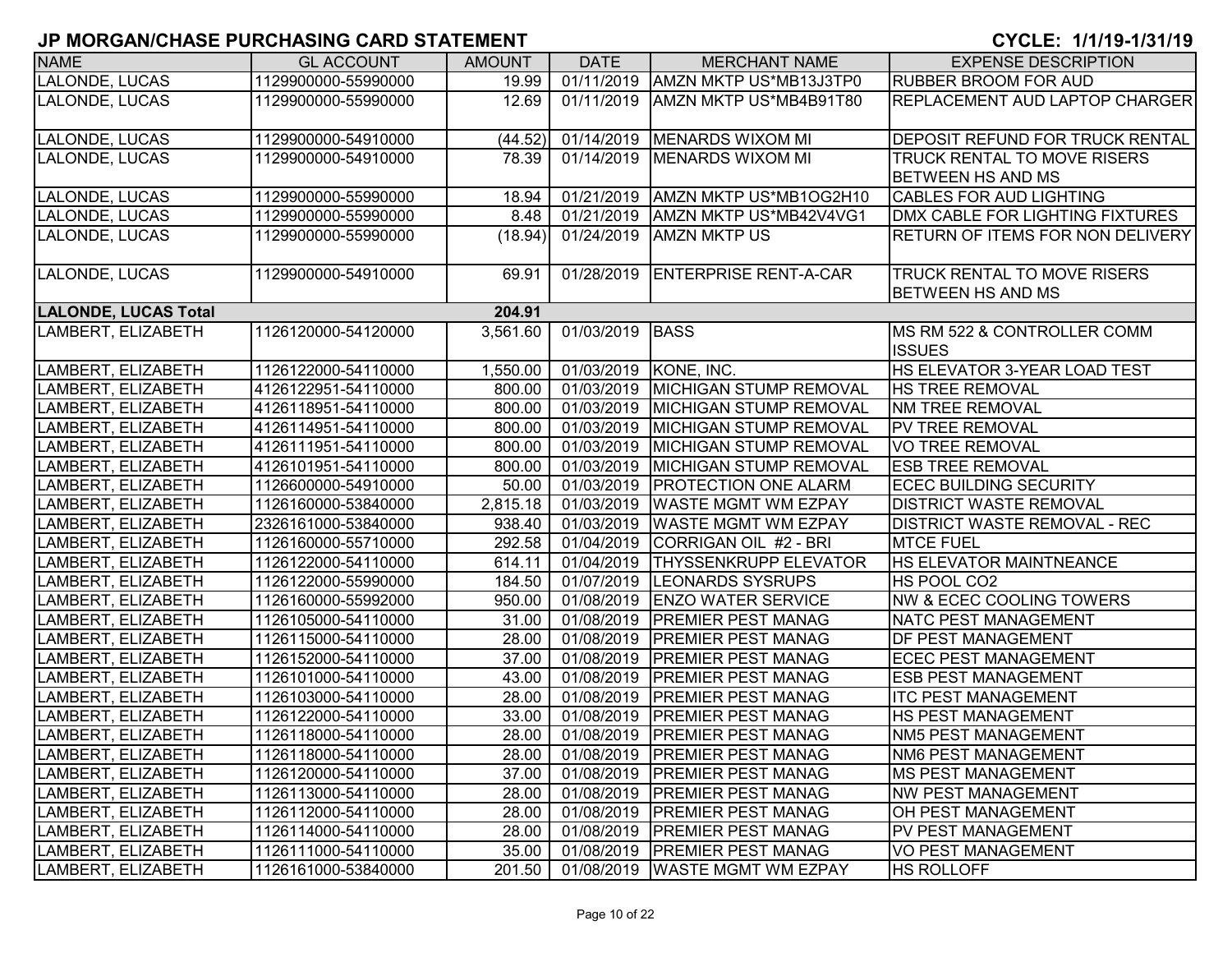## JP MORGAN/CHASE PURCHASING CARD STATEMENT

**CYCLE: 1/1/19-1/31/19**

| NAME | GL ACCOUNT | AMOUNT | DATE | MERCHANT NAME | EXPENSE DESCRIPTION |
|---|---|---|---|---|---|
| LALONDE, LUCAS | 1129900000-55990000 | 19.99 | 01/11/2019 | AMZN MKTP US*MB13J3TP0 | RUBBER BROOM FOR AUD |
| LALONDE, LUCAS | 1129900000-55990000 | 12.69 | 01/11/2019 | AMZN MKTP US*MB4B91T80 | REPLACEMENT AUD LAPTOP CHARGER |
| LALONDE, LUCAS | 1129900000-54910000 | (44.52) | 01/14/2019 | MENARDS WIXOM MI | DEPOSIT REFUND FOR TRUCK RENTAL |
| LALONDE, LUCAS | 1129900000-54910000 | 78.39 | 01/14/2019 | MENARDS WIXOM MI | TRUCK RENTAL TO MOVE RISERS BETWEEN HS AND MS |
| LALONDE, LUCAS | 1129900000-55990000 | 18.94 | 01/21/2019 | AMZN MKTP US*MB1OG2H10 | CABLES FOR AUD LIGHTING |
| LALONDE, LUCAS | 1129900000-55990000 | 8.48 | 01/21/2019 | AMZN MKTP US*MB42V4VG1 | DMX CABLE FOR LIGHTING FIXTURES |
| LALONDE, LUCAS | 1129900000-55990000 | (18.94) | 01/24/2019 | AMZN MKTP US | RETURN OF ITEMS FOR NON DELIVERY |
| LALONDE, LUCAS | 1129900000-54910000 | 69.91 | 01/28/2019 | ENTERPRISE RENT-A-CAR | TRUCK RENTAL TO MOVE RISERS BETWEEN HS AND MS |
| **LALONDE, LUCAS Total** | | **204.91** | | | |
| LAMBERT, ELIZABETH | 1126120000-54120000 | 3,561.60 | 01/03/2019 | BASS | MS RM 522 & CONTROLLER COMM ISSUES |
| LAMBERT, ELIZABETH | 1126122000-54110000 | 1,550.00 | 01/03/2019 | KONE, INC. | HS ELEVATOR 3-YEAR LOAD TEST |
| LAMBERT, ELIZABETH | 4126122951-54110000 | 800.00 | 01/03/2019 | MICHIGAN STUMP REMOVAL | HS TREE REMOVAL |
| LAMBERT, ELIZABETH | 4126118951-54110000 | 800.00 | 01/03/2019 | MICHIGAN STUMP REMOVAL | NM TREE REMOVAL |
| LAMBERT, ELIZABETH | 4126114951-54110000 | 800.00 | 01/03/2019 | MICHIGAN STUMP REMOVAL | PV TREE REMOVAL |
| LAMBERT, ELIZABETH | 4126111951-54110000 | 800.00 | 01/03/2019 | MICHIGAN STUMP REMOVAL | VO TREE REMOVAL |
| LAMBERT, ELIZABETH | 4126101951-54110000 | 800.00 | 01/03/2019 | MICHIGAN STUMP REMOVAL | ESB TREE REMOVAL |
| LAMBERT, ELIZABETH | 1126600000-54910000 | 50.00 | 01/03/2019 | PROTECTION ONE ALARM | ECEC BUILDING SECURITY |
| LAMBERT, ELIZABETH | 1126160000-53840000 | 2,815.18 | 01/03/2019 | WASTE MGMT WM EZPAY | DISTRICT WASTE REMOVAL |
| LAMBERT, ELIZABETH | 2326161000-53840000 | 938.40 | 01/03/2019 | WASTE MGMT WM EZPAY | DISTRICT WASTE REMOVAL - REC |
| LAMBERT, ELIZABETH | 1126160000-55710000 | 292.58 | 01/04/2019 | CORRIGAN OIL #2 - BRI | MTCE FUEL |
| LAMBERT, ELIZABETH | 1126122000-54110000 | 614.11 | 01/04/2019 | THYSSENKRUPP ELEVATOR | HS ELEVATOR MAINTNEANCE |
| LAMBERT, ELIZABETH | 1126122000-55990000 | 184.50 | 01/07/2019 | LEONARDS SYSRUPS | HS POOL CO2 |
| LAMBERT, ELIZABETH | 1126160000-55992000 | 950.00 | 01/08/2019 | ENZO WATER SERVICE | NW & ECEC COOLING TOWERS |
| LAMBERT, ELIZABETH | 1126105000-54110000 | 31.00 | 01/08/2019 | PREMIER PEST MANAG | NATC PEST MANAGEMENT |
| LAMBERT, ELIZABETH | 1126115000-54110000 | 28.00 | 01/08/2019 | PREMIER PEST MANAG | DF PEST MANAGEMENT |
| LAMBERT, ELIZABETH | 1126152000-54110000 | 37.00 | 01/08/2019 | PREMIER PEST MANAG | ECEC PEST MANAGEMENT |
| LAMBERT, ELIZABETH | 1126101000-54110000 | 43.00 | 01/08/2019 | PREMIER PEST MANAG | ESB PEST MANAGEMENT |
| LAMBERT, ELIZABETH | 1126103000-54110000 | 28.00 | 01/08/2019 | PREMIER PEST MANAG | ITC PEST MANAGEMENT |
| LAMBERT, ELIZABETH | 1126122000-54110000 | 33.00 | 01/08/2019 | PREMIER PEST MANAG | HS PEST MANAGEMENT |
| LAMBERT, ELIZABETH | 1126118000-54110000 | 28.00 | 01/08/2019 | PREMIER PEST MANAG | NM5 PEST MANAGEMENT |
| LAMBERT, ELIZABETH | 1126118000-54110000 | 28.00 | 01/08/2019 | PREMIER PEST MANAG | NM6 PEST MANAGEMENT |
| LAMBERT, ELIZABETH | 1126120000-54110000 | 37.00 | 01/08/2019 | PREMIER PEST MANAG | MS PEST MANAGEMENT |
| LAMBERT, ELIZABETH | 1126113000-54110000 | 28.00 | 01/08/2019 | PREMIER PEST MANAG | NW PEST MANAGEMENT |
| LAMBERT, ELIZABETH | 1126112000-54110000 | 28.00 | 01/08/2019 | PREMIER PEST MANAG | OH PEST MANAGEMENT |
| LAMBERT, ELIZABETH | 1126114000-54110000 | 28.00 | 01/08/2019 | PREMIER PEST MANAG | PV PEST MANAGEMENT |
| LAMBERT, ELIZABETH | 1126111000-54110000 | 35.00 | 01/08/2019 | PREMIER PEST MANAG | VO PEST MANAGEMENT |
| LAMBERT, ELIZABETH | 1126161000-53840000 | 201.50 | 01/08/2019 | WASTE MGMT WM EZPAY | HS ROLLOFF |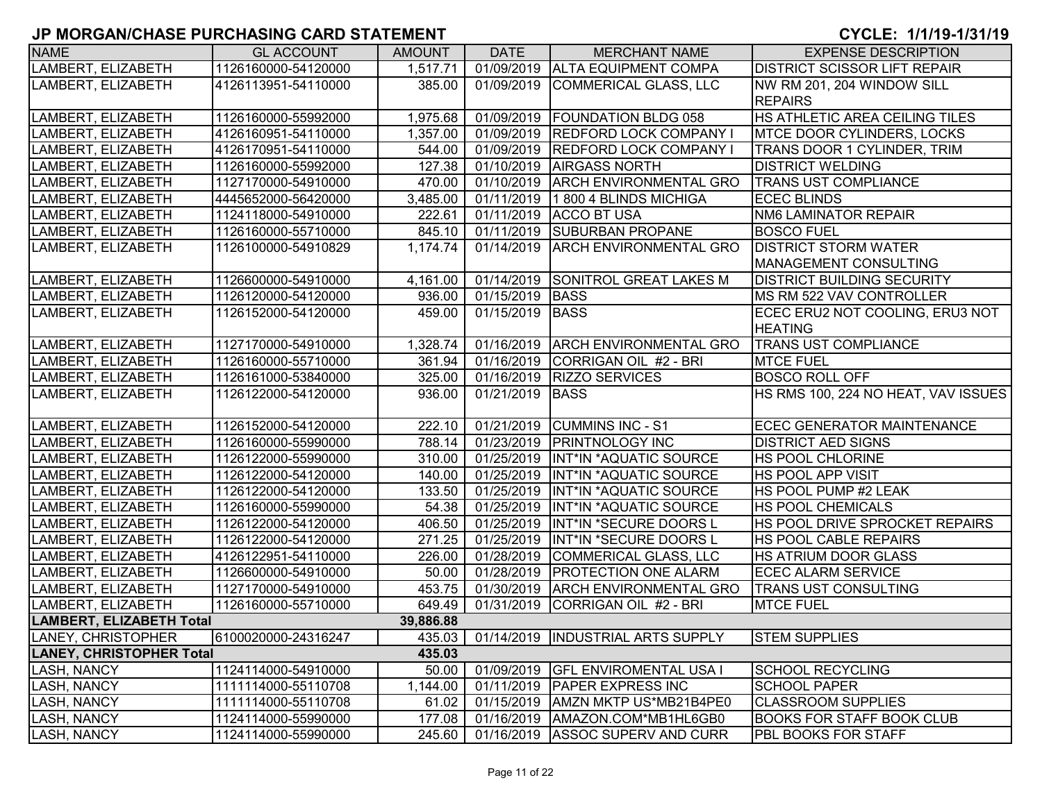# JP MORGAN/CHASE PURCHASING CARD STATEMENT

**CYCLE: 1/1/19-1/31/19**

| NAME | GL ACCOUNT | AMOUNT | DATE | MERCHANT NAME | EXPENSE DESCRIPTION |
|---|---|---|---|---|---|
| LAMBERT, ELIZABETH | 1126160000-54120000 | 1,517.71 | 01/09/2019 | ALTA EQUIPMENT COMPA | DISTRICT SCISSOR LIFT REPAIR |
| LAMBERT, ELIZABETH | 4126113951-54110000 | 385.00 | 01/09/2019 | COMMERICAL GLASS, LLC | NW RM 201, 204 WINDOW SILL REPAIRS |
| LAMBERT, ELIZABETH | 1126160000-55992000 | 1,975.68 | 01/09/2019 | FOUNDATION BLDG 058 | HS ATHLETIC AREA CEILING TILES |
| LAMBERT, ELIZABETH | 4126160951-54110000 | 1,357.00 | 01/09/2019 | REDFORD LOCK COMPANY I | MTCE DOOR CYLINDERS, LOCKS |
| LAMBERT, ELIZABETH | 4126170951-54110000 | 544.00 | 01/09/2019 | REDFORD LOCK COMPANY I | TRANS DOOR 1 CYLINDER, TRIM |
| LAMBERT, ELIZABETH | 1126160000-55992000 | 127.38 | 01/10/2019 | AIRGASS NORTH | DISTRICT WELDING |
| LAMBERT, ELIZABETH | 1127170000-54910000 | 470.00 | 01/10/2019 | ARCH ENVIRONMENTAL GRO | TRANS UST COMPLIANCE |
| LAMBERT, ELIZABETH | 4445652000-56420000 | 3,485.00 | 01/11/2019 | 1 800 4 BLINDS MICHIGA | ECEC BLINDS |
| LAMBERT, ELIZABETH | 1124118000-54910000 | 222.61 | 01/11/2019 | ACCO BT USA | NM6 LAMINATOR REPAIR |
| LAMBERT, ELIZABETH | 1126160000-55710000 | 845.10 | 01/11/2019 | SUBURBAN PROPANE | BOSCO FUEL |
| LAMBERT, ELIZABETH | 1126100000-54910829 | 1,174.74 | 01/14/2019 | ARCH ENVIRONMENTAL GRO | DISTRICT STORM WATER MANAGEMENT CONSULTING |
| LAMBERT, ELIZABETH | 1126600000-54910000 | 4,161.00 | 01/14/2019 | SONITROL GREAT LAKES M | DISTRICT BUILDING SECURITY |
| LAMBERT, ELIZABETH | 1126120000-54120000 | 936.00 | 01/15/2019 | BASS | MS RM 522 VAV CONTROLLER |
| LAMBERT, ELIZABETH | 1126152000-54120000 | 459.00 | 01/15/2019 | BASS | ECEC ERU2 NOT COOLING, ERU3 NOT HEATING |
| LAMBERT, ELIZABETH | 1127170000-54910000 | 1,328.74 | 01/16/2019 | ARCH ENVIRONMENTAL GRO | TRANS UST COMPLIANCE |
| LAMBERT, ELIZABETH | 1126160000-55710000 | 361.94 | 01/16/2019 | CORRIGAN OIL #2 - BRI | MTCE FUEL |
| LAMBERT, ELIZABETH | 1126161000-53840000 | 325.00 | 01/16/2019 | RIZZO SERVICES | BOSCO ROLL OFF |
| LAMBERT, ELIZABETH | 1126122000-54120000 | 936.00 | 01/21/2019 | BASS | HS RMS 100, 224 NO HEAT, VAV ISSUES |
| LAMBERT, ELIZABETH | 1126152000-54120000 | 222.10 | 01/21/2019 | CUMMINS INC - S1 | ECEC GENERATOR MAINTENANCE |
| LAMBERT, ELIZABETH | 1126160000-55990000 | 788.14 | 01/23/2019 | PRINTNOLOGY INC | DISTRICT AED SIGNS |
| LAMBERT, ELIZABETH | 1126122000-55990000 | 310.00 | 01/25/2019 | INT*IN *AQUATIC SOURCE | HS POOL CHLORINE |
| LAMBERT, ELIZABETH | 1126122000-54120000 | 140.00 | 01/25/2019 | INT*IN *AQUATIC SOURCE | HS POOL APP VISIT |
| LAMBERT, ELIZABETH | 1126122000-54120000 | 133.50 | 01/25/2019 | INT*IN *AQUATIC SOURCE | HS POOL PUMP #2 LEAK |
| LAMBERT, ELIZABETH | 1126160000-55990000 | 54.38 | 01/25/2019 | INT*IN *AQUATIC SOURCE | HS POOL CHEMICALS |
| LAMBERT, ELIZABETH | 1126122000-54120000 | 406.50 | 01/25/2019 | INT*IN *SECURE DOORS L | HS POOL DRIVE SPROCKET REPAIRS |
| LAMBERT, ELIZABETH | 1126122000-54120000 | 271.25 | 01/25/2019 | INT*IN *SECURE DOORS L | HS POOL CABLE REPAIRS |
| LAMBERT, ELIZABETH | 4126122951-54110000 | 226.00 | 01/28/2019 | COMMERICAL GLASS, LLC | HS ATRIUM DOOR GLASS |
| LAMBERT, ELIZABETH | 1126600000-54910000 | 50.00 | 01/28/2019 | PROTECTION ONE ALARM | ECEC ALARM SERVICE |
| LAMBERT, ELIZABETH | 1127170000-54910000 | 453.75 | 01/30/2019 | ARCH ENVIRONMENTAL GRO | TRANS UST CONSULTING |
| LAMBERT, ELIZABETH | 1126160000-55710000 | 649.49 | 01/31/2019 | CORRIGAN OIL #2 - BRI | MTCE FUEL |
| **LAMBERT, ELIZABETH Total** | | **39,886.88** | | | |
| LANEY, CHRISTOPHER | 6100020000-24316247 | 435.03 | 01/14/2019 | INDUSTRIAL ARTS SUPPLY | STEM SUPPLIES |
| **LANEY, CHRISTOPHER Total** | | **435.03** | | | |
| LASH, NANCY | 1124114000-54910000 | 50.00 | 01/09/2019 | GFL ENVIROMENTAL USA I | SCHOOL RECYCLING |
| LASH, NANCY | 1111114000-55110708 | 1,144.00 | 01/11/2019 | PAPER EXPRESS INC | SCHOOL PAPER |
| LASH, NANCY | 1111114000-55110708 | 61.02 | 01/15/2019 | AMZN MKTP US*MB21B4PE0 | CLASSROOM SUPPLIES |
| LASH, NANCY | 1124114000-55990000 | 177.08 | 01/16/2019 | AMAZON.COM*MB1HL6GB0 | BOOKS FOR STAFF BOOK CLUB |
| LASH, NANCY | 1124114000-55990000 | 245.60 | 01/16/2019 | ASSOC SUPERV AND CURR | PBL BOOKS FOR STAFF |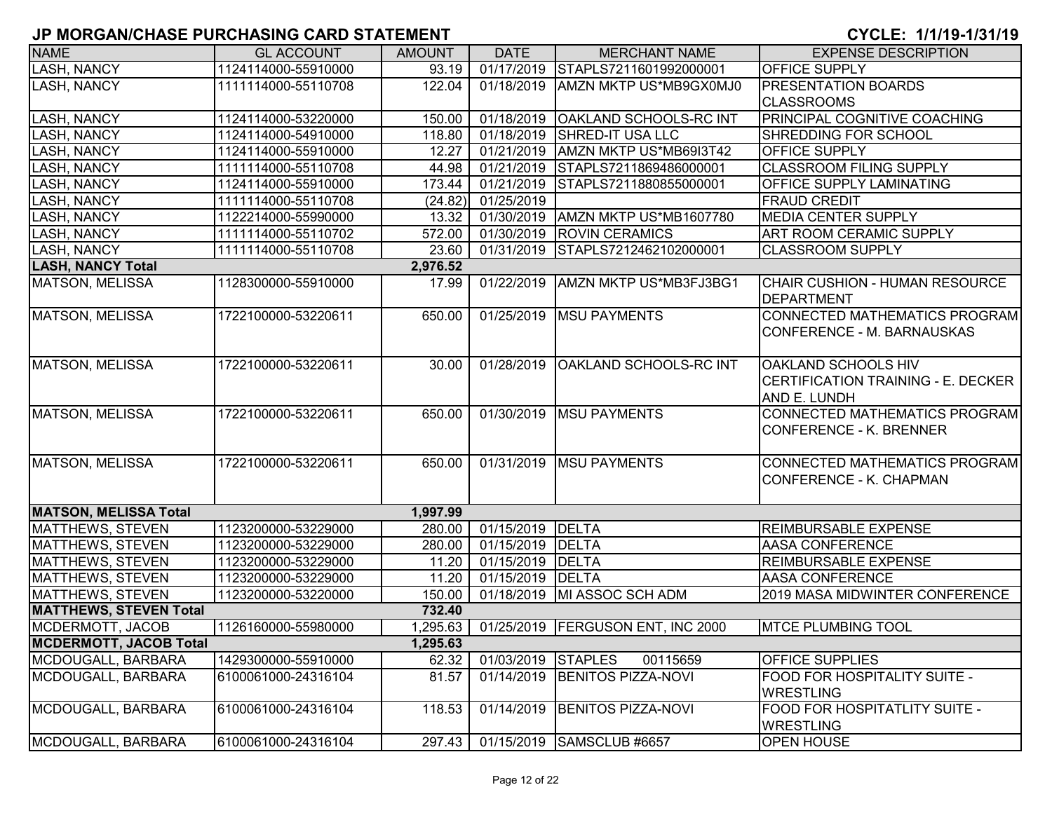## JP MORGAN/CHASE PURCHASING CARD STATEMENT

**CYCLE: 1/1/19-1/31/19**

| NAME | GL ACCOUNT | AMOUNT | DATE | MERCHANT NAME | EXPENSE DESCRIPTION |
|---|---|---|---|---|---|
| LASH, NANCY | 1124114000-55910000 | 93.19 | 01/17/2019 | STAPLS7211601992000001 | OFFICE SUPPLY |
| LASH, NANCY | 1111114000-55110708 | 122.04 | 01/18/2019 | AMZN MKTP US*MB9GX0MJ0 | PRESENTATION BOARDS CLASSROOMS |
| LASH, NANCY | 1124114000-53220000 | 150.00 | 01/18/2019 | OAKLAND SCHOOLS-RC INT | PRINCIPAL COGNITIVE COACHING |
| LASH, NANCY | 1124114000-54910000 | 118.80 | 01/18/2019 | SHRED-IT USA LLC | SHREDDING FOR SCHOOL |
| LASH, NANCY | 1124114000-55910000 | 12.27 | 01/21/2019 | AMZN MKTP US*MB69I3T42 | OFFICE SUPPLY |
| LASH, NANCY | 1111114000-55110708 | 44.98 | 01/21/2019 | STAPLS7211869486000001 | CLASSROOM FILING SUPPLY |
| LASH, NANCY | 1124114000-55910000 | 173.44 | 01/21/2019 | STAPLS7211880855000001 | OFFICE SUPPLY LAMINATING |
| LASH, NANCY | 1111114000-55110708 | (24.82) | 01/25/2019 | | FRAUD CREDIT |
| LASH, NANCY | 1122214000-55990000 | 13.32 | 01/30/2019 | AMZN MKTP US*MB1607780 | MEDIA CENTER SUPPLY |
| LASH, NANCY | 1111114000-55110702 | 572.00 | 01/30/2019 | ROVIN CERAMICS | ART ROOM CERAMIC SUPPLY |
| LASH, NANCY | 1111114000-55110708 | 23.60 | 01/31/2019 | STAPLS7212462102000001 | CLASSROOM SUPPLY |
| **LASH, NANCY Total** | | **2,976.52** | | | |
| MATSON, MELISSA | 1128300000-55910000 | 17.99 | 01/22/2019 | AMZN MKTP US*MB3FJ3BG1 | CHAIR CUSHION - HUMAN RESOURCE DEPARTMENT |
| MATSON, MELISSA | 1722100000-53220611 | 650.00 | 01/25/2019 | MSU PAYMENTS | CONNECTED MATHEMATICS PROGRAM CONFERENCE - M. BARNAUSKAS |
| MATSON, MELISSA | 1722100000-53220611 | 30.00 | 01/28/2019 | OAKLAND SCHOOLS-RC INT | OAKLAND SCHOOLS HIV CERTIFICATION TRAINING - E. DECKER AND E. LUNDH |
| MATSON, MELISSA | 1722100000-53220611 | 650.00 | 01/30/2019 | MSU PAYMENTS | CONNECTED MATHEMATICS PROGRAM CONFERENCE - K. BRENNER |
| MATSON, MELISSA | 1722100000-53220611 | 650.00 | 01/31/2019 | MSU PAYMENTS | CONNECTED MATHEMATICS PROGRAM CONFERENCE - K. CHAPMAN |
| **MATSON, MELISSA Total** | | **1,997.99** | | | |
| MATTHEWS, STEVEN | 1123200000-53229000 | 280.00 | 01/15/2019 | DELTA | REIMBURSABLE EXPENSE |
| MATTHEWS, STEVEN | 1123200000-53229000 | 280.00 | 01/15/2019 | DELTA | AASA CONFERENCE |
| MATTHEWS, STEVEN | 1123200000-53229000 | 11.20 | 01/15/2019 | DELTA | REIMBURSABLE EXPENSE |
| MATTHEWS, STEVEN | 1123200000-53229000 | 11.20 | 01/15/2019 | DELTA | AASA CONFERENCE |
| MATTHEWS, STEVEN | 1123200000-53220000 | 150.00 | 01/18/2019 | MI ASSOC SCH ADM | 2019 MASA MIDWINTER CONFERENCE |
| **MATTHEWS, STEVEN Total** | | **732.40** | | | |
| MCDERMOTT, JACOB | 1126160000-55980000 | 1,295.63 | 01/25/2019 | FERGUSON ENT, INC 2000 | MTCE PLUMBING TOOL |
| **MCDERMOTT, JACOB Total** | | **1,295.63** | | | |
| MCDOUGALL, BARBARA | 1429300000-55910000 | 62.32 | 01/03/2019 | STAPLES 00115659 | OFFICE SUPPLIES |
| MCDOUGALL, BARBARA | 6100061000-24316104 | 81.57 | 01/14/2019 | BENITOS PIZZA-NOVI | FOOD FOR HOSPITALITY SUITE - WRESTLING |
| MCDOUGALL, BARBARA | 6100061000-24316104 | 118.53 | 01/14/2019 | BENITOS PIZZA-NOVI | FOOD FOR HOSPITATLITY SUITE - WRESTLING |
| MCDOUGALL, BARBARA | 6100061000-24316104 | 297.43 | 01/15/2019 | SAMSCLUB #6657 | OPEN HOUSE |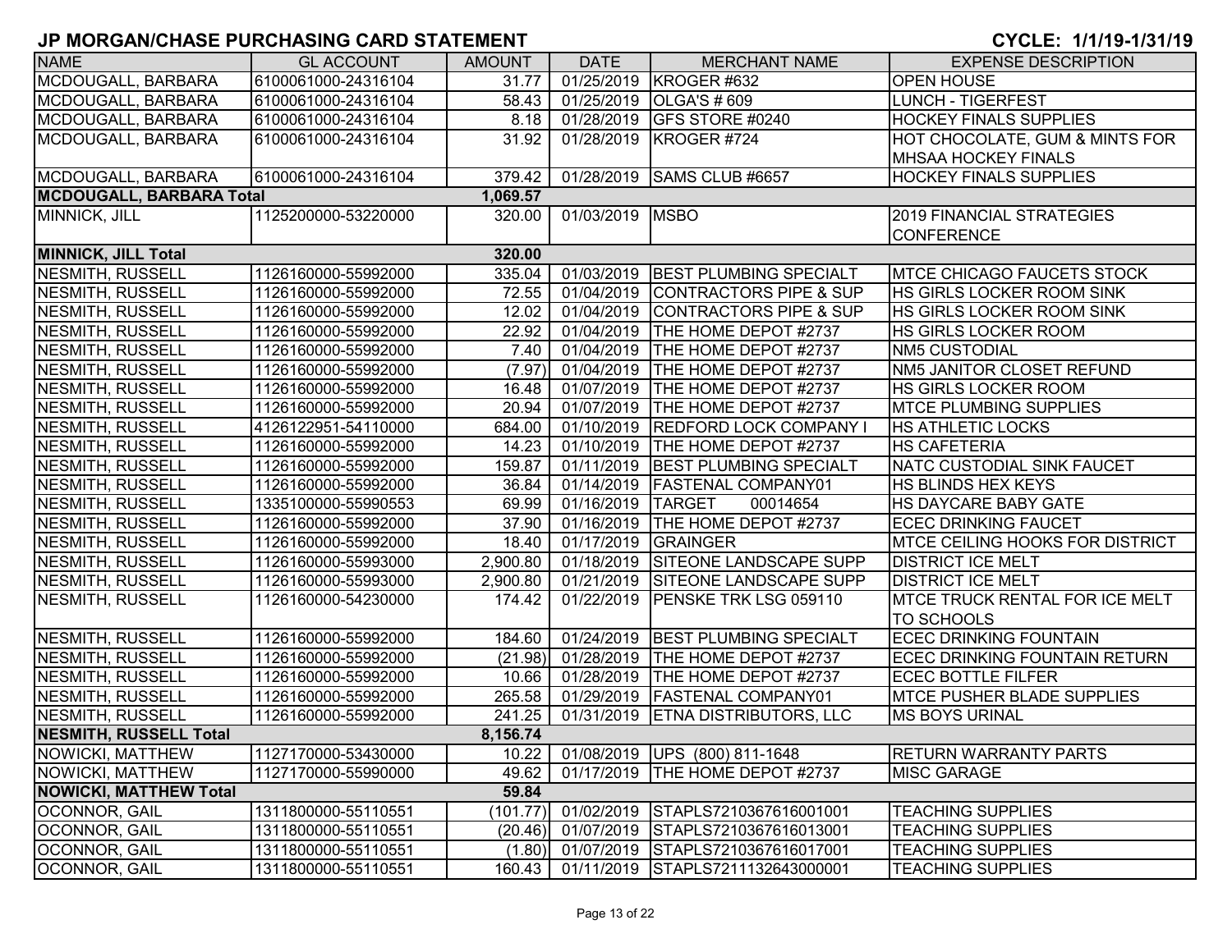# JP MORGAN/CHASE PURCHASING CARD STATEMENT

**CYCLE: 1/1/19-1/31/19**

| NAME | GL ACCOUNT | AMOUNT | DATE | MERCHANT NAME | EXPENSE DESCRIPTION |
|---|---|---|---|---|---|
| MCDOUGALL, BARBARA | 6100061000-24316104 | 31.77 | 01/25/2019 | KROGER #632 | OPEN HOUSE |
| MCDOUGALL, BARBARA | 6100061000-24316104 | 58.43 | 01/25/2019 | OLGA'S # 609 | LUNCH - TIGERFEST |
| MCDOUGALL, BARBARA | 6100061000-24316104 | 8.18 | 01/28/2019 | GFS STORE #0240 | HOCKEY FINALS SUPPLIES |
| MCDOUGALL, BARBARA | 6100061000-24316104 | 31.92 | 01/28/2019 | KROGER #724 | HOT CHOCOLATE, GUM & MINTS FOR MHSAA HOCKEY FINALS |
| MCDOUGALL, BARBARA | 6100061000-24316104 | 379.42 | 01/28/2019 | SAMS CLUB #6657 | HOCKEY FINALS SUPPLIES |
| **MCDOUGALL, BARBARA Total** | | **1,069.57** | | | |
| MINNICK, JILL | 1125200000-53220000 | 320.00 | 01/03/2019 | MSBO | 2019 FINANCIAL STRATEGIES CONFERENCE |
| **MINNICK, JILL Total** | | **320.00** | | | |
| NESMITH, RUSSELL | 1126160000-55992000 | 335.04 | 01/03/2019 | BEST PLUMBING SPECIALT | MTCE CHICAGO FAUCETS STOCK |
| NESMITH, RUSSELL | 1126160000-55992000 | 72.55 | 01/04/2019 | CONTRACTORS PIPE & SUP | HS GIRLS LOCKER ROOM SINK |
| NESMITH, RUSSELL | 1126160000-55992000 | 12.02 | 01/04/2019 | CONTRACTORS PIPE & SUP | HS GIRLS LOCKER ROOM SINK |
| NESMITH, RUSSELL | 1126160000-55992000 | 22.92 | 01/04/2019 | THE HOME DEPOT #2737 | HS GIRLS LOCKER ROOM |
| NESMITH, RUSSELL | 1126160000-55992000 | 7.40 | 01/04/2019 | THE HOME DEPOT #2737 | NM5 CUSTODIAL |
| NESMITH, RUSSELL | 1126160000-55992000 | (7.97) | 01/04/2019 | THE HOME DEPOT #2737 | NM5 JANITOR CLOSET REFUND |
| NESMITH, RUSSELL | 1126160000-55992000 | 16.48 | 01/07/2019 | THE HOME DEPOT #2737 | HS GIRLS LOCKER ROOM |
| NESMITH, RUSSELL | 1126160000-55992000 | 20.94 | 01/07/2019 | THE HOME DEPOT #2737 | MTCE PLUMBING SUPPLIES |
| NESMITH, RUSSELL | 4126122951-54110000 | 684.00 | 01/10/2019 | REDFORD LOCK COMPANY I | HS ATHLETIC LOCKS |
| NESMITH, RUSSELL | 1126160000-55992000 | 14.23 | 01/10/2019 | THE HOME DEPOT #2737 | HS CAFETERIA |
| NESMITH, RUSSELL | 1126160000-55992000 | 159.87 | 01/11/2019 | BEST PLUMBING SPECIALT | NATC CUSTODIAL SINK FAUCET |
| NESMITH, RUSSELL | 1126160000-55992000 | 36.84 | 01/14/2019 | FASTENAL COMPANY01 | HS BLINDS HEX KEYS |
| NESMITH, RUSSELL | 1335100000-55990553 | 69.99 | 01/16/2019 | TARGET 00014654 | HS DAYCARE BABY GATE |
| NESMITH, RUSSELL | 1126160000-55992000 | 37.90 | 01/16/2019 | THE HOME DEPOT #2737 | ECEC DRINKING FAUCET |
| NESMITH, RUSSELL | 1126160000-55992000 | 18.40 | 01/17/2019 | GRAINGER | MTCE CEILING HOOKS FOR DISTRICT |
| NESMITH, RUSSELL | 1126160000-55993000 | 2,900.80 | 01/18/2019 | SITEONE LANDSCAPE SUPP | DISTRICT ICE MELT |
| NESMITH, RUSSELL | 1126160000-55993000 | 2,900.80 | 01/21/2019 | SITEONE LANDSCAPE SUPP | DISTRICT ICE MELT |
| NESMITH, RUSSELL | 1126160000-54230000 | 174.42 | 01/22/2019 | PENSKE TRK LSG 059110 | MTCE TRUCK RENTAL FOR ICE MELT TO SCHOOLS |
| NESMITH, RUSSELL | 1126160000-55992000 | 184.60 | 01/24/2019 | BEST PLUMBING SPECIALT | ECEC DRINKING FOUNTAIN |
| NESMITH, RUSSELL | 1126160000-55992000 | (21.98) | 01/28/2019 | THE HOME DEPOT #2737 | ECEC DRINKING FOUNTAIN RETURN |
| NESMITH, RUSSELL | 1126160000-55992000 | 10.66 | 01/28/2019 | THE HOME DEPOT #2737 | ECEC BOTTLE FILFER |
| NESMITH, RUSSELL | 1126160000-55992000 | 265.58 | 01/29/2019 | FASTENAL COMPANY01 | MTCE PUSHER BLADE SUPPLIES |
| NESMITH, RUSSELL | 1126160000-55992000 | 241.25 | 01/31/2019 | ETNA DISTRIBUTORS, LLC | MS BOYS URINAL |
| **NESMITH, RUSSELL Total** | | **8,156.74** | | | |
| NOWICKI, MATTHEW | 1127170000-53430000 | 10.22 | 01/08/2019 | UPS (800) 811-1648 | RETURN WARRANTY PARTS |
| NOWICKI, MATTHEW | 1127170000-55990000 | 49.62 | 01/17/2019 | THE HOME DEPOT #2737 | MISC GARAGE |
| **NOWICKI, MATTHEW Total** | | **59.84** | | | |
| OCONNOR, GAIL | 1311800000-55110551 | (101.77) | 01/02/2019 | STAPLS7210367616001001 | TEACHING SUPPLIES |
| OCONNOR, GAIL | 1311800000-55110551 | (20.46) | 01/07/2019 | STAPLS7210367616013001 | TEACHING SUPPLIES |
| OCONNOR, GAIL | 1311800000-55110551 | (1.80) | 01/07/2019 | STAPLS7210367616017001 | TEACHING SUPPLIES |
| OCONNOR, GAIL | 1311800000-55110551 | 160.43 | 01/11/2019 | STAPLS7211132643000001 | TEACHING SUPPLIES |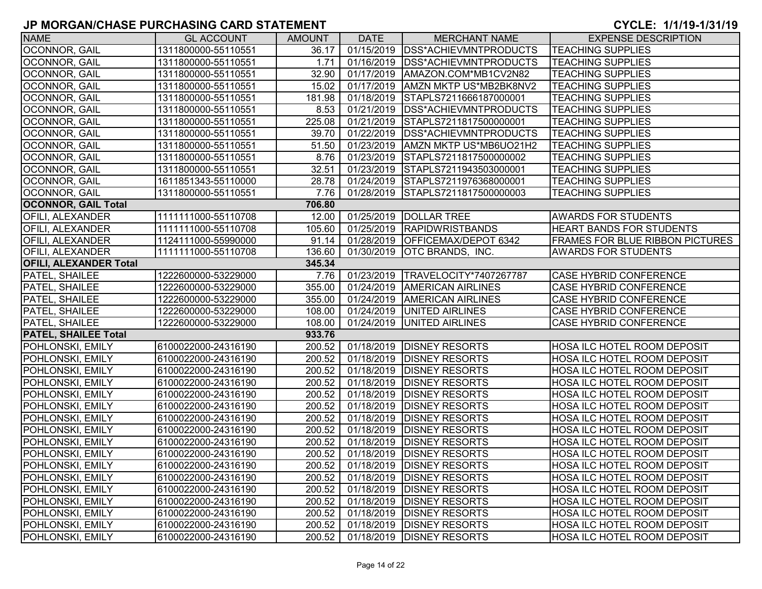# JP MORGAN/CHASE PURCHASING CARD STATEMENT

**CYCLE: 1/1/19-1/31/19**

| NAME | GL ACCOUNT | AMOUNT | DATE | MERCHANT NAME | EXPENSE DESCRIPTION |
|---|---|---|---|---|---|
| OCONNOR, GAIL | 1311800000-55110551 | 36.17 | 01/15/2019 | DSS*ACHIEVMNTPRODUCTS | TEACHING SUPPLIES |
| OCONNOR, GAIL | 1311800000-55110551 | 1.71 | 01/16/2019 | DSS*ACHIEVMNTPRODUCTS | TEACHING SUPPLIES |
| OCONNOR, GAIL | 1311800000-55110551 | 32.90 | 01/17/2019 | AMAZON.COM*MB1CV2N82 | TEACHING SUPPLIES |
| OCONNOR, GAIL | 1311800000-55110551 | 15.02 | 01/17/2019 | AMZN MKTP US*MB2BK8NV2 | TEACHING SUPPLIES |
| OCONNOR, GAIL | 1311800000-55110551 | 181.98 | 01/18/2019 | STAPLS7211666187000001 | TEACHING SUPPLIES |
| OCONNOR, GAIL | 1311800000-55110551 | 8.53 | 01/21/2019 | DSS*ACHIEVMNTPRODUCTS | TEACHING SUPPLIES |
| OCONNOR, GAIL | 1311800000-55110551 | 225.08 | 01/21/2019 | STAPLS7211817500000001 | TEACHING SUPPLIES |
| OCONNOR, GAIL | 1311800000-55110551 | 39.70 | 01/22/2019 | DSS*ACHIEVMNTPRODUCTS | TEACHING SUPPLIES |
| OCONNOR, GAIL | 1311800000-55110551 | 51.50 | 01/23/2019 | AMZN MKTP US*MB6UO21H2 | TEACHING SUPPLIES |
| OCONNOR, GAIL | 1311800000-55110551 | 8.76 | 01/23/2019 | STAPLS7211817500000002 | TEACHING SUPPLIES |
| OCONNOR, GAIL | 1311800000-55110551 | 32.51 | 01/23/2019 | STAPLS7211943503000001 | TEACHING SUPPLIES |
| OCONNOR, GAIL | 1611851343-55110000 | 28.78 | 01/24/2019 | STAPLS7211976368000001 | TEACHING SUPPLIES |
| OCONNOR, GAIL | 1311800000-55110551 | 7.76 | 01/28/2019 | STAPLS7211817500000003 | TEACHING SUPPLIES |
| **OCONNOR, GAIL Total** | | **706.80** | | | |
| OFILI, ALEXANDER | 1111111000-55110708 | 12.00 | 01/25/2019 | DOLLAR TREE | AWARDS FOR STUDENTS |
| OFILI, ALEXANDER | 1111111000-55110708 | 105.60 | 01/25/2019 | RAPIDWRISTBANDS | HEART BANDS FOR STUDENTS |
| OFILI, ALEXANDER | 1124111000-55990000 | 91.14 | 01/28/2019 | OFFICEMAX/DEPOT 6342 | FRAMES FOR BLUE RIBBON PICTURES |
| OFILI, ALEXANDER | 1111111000-55110708 | 136.60 | 01/30/2019 | OTC BRANDS, INC. | AWARDS FOR STUDENTS |
| **OFILI, ALEXANDER Total** | | **345.34** | | | |
| PATEL, SHAILEE | 1222600000-53229000 | 7.76 | 01/23/2019 | TRAVELOCITY*7407267787 | CASE HYBRID CONFERENCE |
| PATEL, SHAILEE | 1222600000-53229000 | 355.00 | 01/24/2019 | AMERICAN AIRLINES | CASE HYBRID CONFERENCE |
| PATEL, SHAILEE | 1222600000-53229000 | 355.00 | 01/24/2019 | AMERICAN AIRLINES | CASE HYBRID CONFERENCE |
| PATEL, SHAILEE | 1222600000-53229000 | 108.00 | 01/24/2019 | UNITED AIRLINES | CASE HYBRID CONFERENCE |
| PATEL, SHAILEE | 1222600000-53229000 | 108.00 | 01/24/2019 | UNITED AIRLINES | CASE HYBRID CONFERENCE |
| **PATEL, SHAILEE Total** | | **933.76** | | | |
| POHLONSKI, EMILY | 6100022000-24316190 | 200.52 | 01/18/2019 | DISNEY RESORTS | HOSA ILC HOTEL ROOM DEPOSIT |
| POHLONSKI, EMILY | 6100022000-24316190 | 200.52 | 01/18/2019 | DISNEY RESORTS | HOSA ILC HOTEL ROOM DEPOSIT |
| POHLONSKI, EMILY | 6100022000-24316190 | 200.52 | 01/18/2019 | DISNEY RESORTS | HOSA ILC HOTEL ROOM DEPOSIT |
| POHLONSKI, EMILY | 6100022000-24316190 | 200.52 | 01/18/2019 | DISNEY RESORTS | HOSA ILC HOTEL ROOM DEPOSIT |
| POHLONSKI, EMILY | 6100022000-24316190 | 200.52 | 01/18/2019 | DISNEY RESORTS | HOSA ILC HOTEL ROOM DEPOSIT |
| POHLONSKI, EMILY | 6100022000-24316190 | 200.52 | 01/18/2019 | DISNEY RESORTS | HOSA ILC HOTEL ROOM DEPOSIT |
| POHLONSKI, EMILY | 6100022000-24316190 | 200.52 | 01/18/2019 | DISNEY RESORTS | HOSA ILC HOTEL ROOM DEPOSIT |
| POHLONSKI, EMILY | 6100022000-24316190 | 200.52 | 01/18/2019 | DISNEY RESORTS | HOSA ILC HOTEL ROOM DEPOSIT |
| POHLONSKI, EMILY | 6100022000-24316190 | 200.52 | 01/18/2019 | DISNEY RESORTS | HOSA ILC HOTEL ROOM DEPOSIT |
| POHLONSKI, EMILY | 6100022000-24316190 | 200.52 | 01/18/2019 | DISNEY RESORTS | HOSA ILC HOTEL ROOM DEPOSIT |
| POHLONSKI, EMILY | 6100022000-24316190 | 200.52 | 01/18/2019 | DISNEY RESORTS | HOSA ILC HOTEL ROOM DEPOSIT |
| POHLONSKI, EMILY | 6100022000-24316190 | 200.52 | 01/18/2019 | DISNEY RESORTS | HOSA ILC HOTEL ROOM DEPOSIT |
| POHLONSKI, EMILY | 6100022000-24316190 | 200.52 | 01/18/2019 | DISNEY RESORTS | HOSA ILC HOTEL ROOM DEPOSIT |
| POHLONSKI, EMILY | 6100022000-24316190 | 200.52 | 01/18/2019 | DISNEY RESORTS | HOSA ILC HOTEL ROOM DEPOSIT |
| POHLONSKI, EMILY | 6100022000-24316190 | 200.52 | 01/18/2019 | DISNEY RESORTS | HOSA ILC HOTEL ROOM DEPOSIT |
| POHLONSKI, EMILY | 6100022000-24316190 | 200.52 | 01/18/2019 | DISNEY RESORTS | HOSA ILC HOTEL ROOM DEPOSIT |
| POHLONSKI, EMILY | 6100022000-24316190 | 200.52 | 01/18/2019 | DISNEY RESORTS | HOSA ILC HOTEL ROOM DEPOSIT |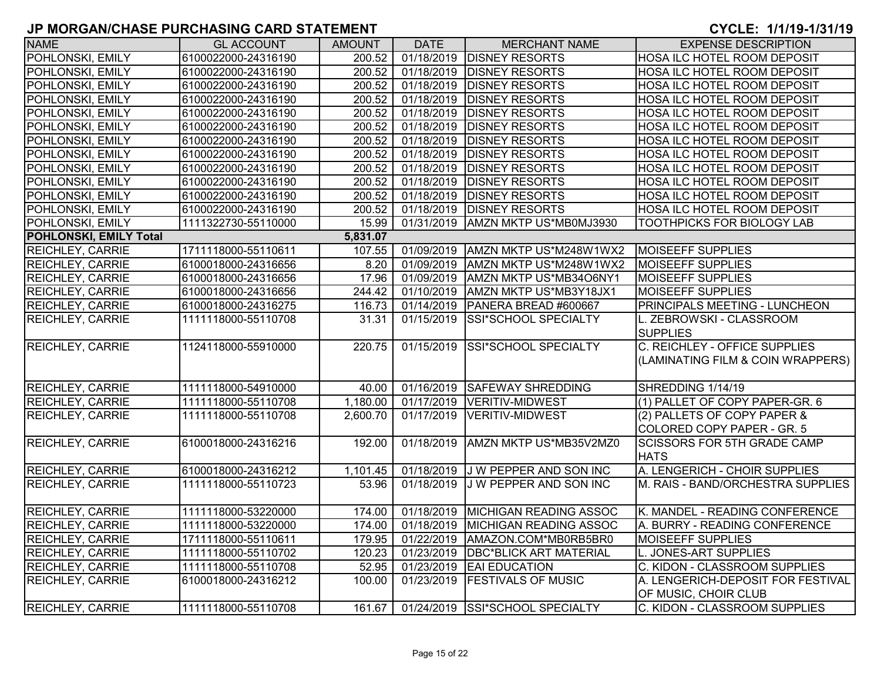## JP MORGAN/CHASE PURCHASING CARD STATEMENT

**CYCLE: 1/1/19-1/31/19**

| NAME | GL ACCOUNT | AMOUNT | DATE | MERCHANT NAME | EXPENSE DESCRIPTION |
|---|---|---|---|---|---|
| POHLONSKI, EMILY | 6100022000-24316190 | 200.52 | 01/18/2019 | DISNEY RESORTS | HOSA ILC HOTEL ROOM DEPOSIT |
| POHLONSKI, EMILY | 6100022000-24316190 | 200.52 | 01/18/2019 | DISNEY RESORTS | HOSA ILC HOTEL ROOM DEPOSIT |
| POHLONSKI, EMILY | 6100022000-24316190 | 200.52 | 01/18/2019 | DISNEY RESORTS | HOSA ILC HOTEL ROOM DEPOSIT |
| POHLONSKI, EMILY | 6100022000-24316190 | 200.52 | 01/18/2019 | DISNEY RESORTS | HOSA ILC HOTEL ROOM DEPOSIT |
| POHLONSKI, EMILY | 6100022000-24316190 | 200.52 | 01/18/2019 | DISNEY RESORTS | HOSA ILC HOTEL ROOM DEPOSIT |
| POHLONSKI, EMILY | 6100022000-24316190 | 200.52 | 01/18/2019 | DISNEY RESORTS | HOSA ILC HOTEL ROOM DEPOSIT |
| POHLONSKI, EMILY | 6100022000-24316190 | 200.52 | 01/18/2019 | DISNEY RESORTS | HOSA ILC HOTEL ROOM DEPOSIT |
| POHLONSKI, EMILY | 6100022000-24316190 | 200.52 | 01/18/2019 | DISNEY RESORTS | HOSA ILC HOTEL ROOM DEPOSIT |
| POHLONSKI, EMILY | 6100022000-24316190 | 200.52 | 01/18/2019 | DISNEY RESORTS | HOSA ILC HOTEL ROOM DEPOSIT |
| POHLONSKI, EMILY | 6100022000-24316190 | 200.52 | 01/18/2019 | DISNEY RESORTS | HOSA ILC HOTEL ROOM DEPOSIT |
| POHLONSKI, EMILY | 6100022000-24316190 | 200.52 | 01/18/2019 | DISNEY RESORTS | HOSA ILC HOTEL ROOM DEPOSIT |
| POHLONSKI, EMILY | 6100022000-24316190 | 200.52 | 01/18/2019 | DISNEY RESORTS | HOSA ILC HOTEL ROOM DEPOSIT |
| POHLONSKI, EMILY | 1111322730-55110000 | 15.99 | 01/31/2019 | AMZN MKTP US*MB0MJ3930 | TOOTHPICKS FOR BIOLOGY LAB |
| **POHLONSKI, EMILY Total** | | **5,831.07** | | | |
| REICHLEY, CARRIE | 1711118000-55110611 | 107.55 | 01/09/2019 | AMZN MKTP US*M248W1WX2 | MOISEEFF SUPPLIES |
| REICHLEY, CARRIE | 6100018000-24316656 | 8.20 | 01/09/2019 | AMZN MKTP US*M248W1WX2 | MOISEEFF SUPPLIES |
| REICHLEY, CARRIE | 6100018000-24316656 | 17.96 | 01/09/2019 | AMZN MKTP US*MB34O6NY1 | MOISEEFF SUPPLIES |
| REICHLEY, CARRIE | 6100018000-24316656 | 244.42 | 01/10/2019 | AMZN MKTP US*MB3Y18JX1 | MOISEEFF SUPPLIES |
| REICHLEY, CARRIE | 6100018000-24316275 | 116.73 | 01/14/2019 | PANERA BREAD #600667 | PRINCIPALS MEETING - LUNCHEON |
| REICHLEY, CARRIE | 1111118000-55110708 | 31.31 | 01/15/2019 | SSI*SCHOOL SPECIALTY | L. ZEBROWSKI - CLASSROOM SUPPLIES |
| REICHLEY, CARRIE | 1124118000-55910000 | 220.75 | 01/15/2019 | SSI*SCHOOL SPECIALTY | C. REICHLEY - OFFICE SUPPLIES (LAMINATING FILM & COIN WRAPPERS) |
| REICHLEY, CARRIE | 1111118000-54910000 | 40.00 | 01/16/2019 | SAFEWAY SHREDDING | SHREDDING 1/14/19 |
| REICHLEY, CARRIE | 1111118000-55110708 | 1,180.00 | 01/17/2019 | VERITIV-MIDWEST | (1) PALLET OF COPY PAPER-GR. 6 |
| REICHLEY, CARRIE | 1111118000-55110708 | 2,600.70 | 01/17/2019 | VERITIV-MIDWEST | (2) PALLETS OF COPY PAPER & COLORED COPY PAPER - GR. 5 |
| REICHLEY, CARRIE | 6100018000-24316216 | 192.00 | 01/18/2019 | AMZN MKTP US*MB35V2MZ0 | SCISSORS FOR 5TH GRADE CAMP HATS |
| REICHLEY, CARRIE | 6100018000-24316212 | 1,101.45 | 01/18/2019 | J W PEPPER AND SON INC | A. LENGERICH - CHOIR SUPPLIES |
| REICHLEY, CARRIE | 1111118000-55110723 | 53.96 | 01/18/2019 | J W PEPPER AND SON INC | M. RAIS - BAND/ORCHESTRA SUPPLIES |
| REICHLEY, CARRIE | 1111118000-53220000 | 174.00 | 01/18/2019 | MICHIGAN READING ASSOC | K. MANDEL - READING CONFERENCE |
| REICHLEY, CARRIE | 1111118000-53220000 | 174.00 | 01/18/2019 | MICHIGAN READING ASSOC | A. BURRY - READING CONFERENCE |
| REICHLEY, CARRIE | 1711118000-55110611 | 179.95 | 01/22/2019 | AMAZON.COM*MB0RB5BR0 | MOISEEFF SUPPLIES |
| REICHLEY, CARRIE | 1111118000-55110702 | 120.23 | 01/23/2019 | DBC*BLICK ART MATERIAL | L. JONES-ART SUPPLIES |
| REICHLEY, CARRIE | 1111118000-55110708 | 52.95 | 01/23/2019 | EAI EDUCATION | C. KIDON - CLASSROOM SUPPLIES |
| REICHLEY, CARRIE | 6100018000-24316212 | 100.00 | 01/23/2019 | FESTIVALS OF MUSIC | A. LENGERICH-DEPOSIT FOR FESTIVAL OF MUSIC, CHOIR CLUB |
| REICHLEY, CARRIE | 1111118000-55110708 | 161.67 | 01/24/2019 | SSI*SCHOOL SPECIALTY | C. KIDON - CLASSROOM SUPPLIES |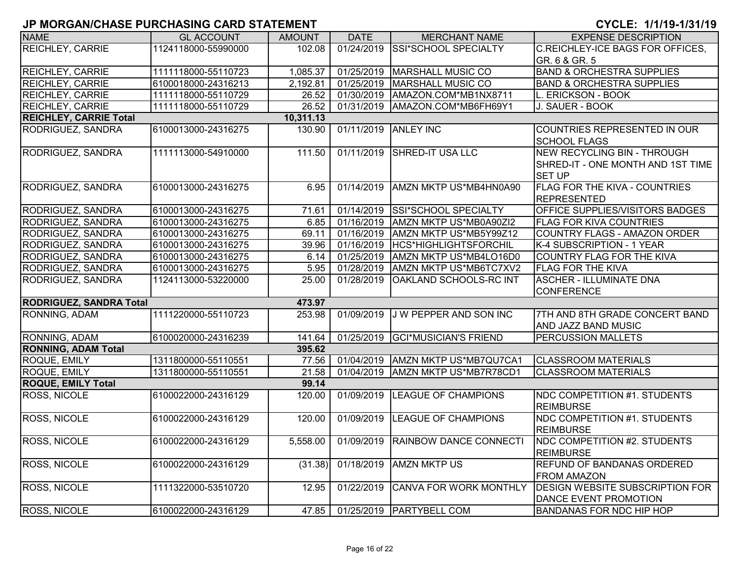# JP MORGAN/CHASE PURCHASING CARD STATEMENT

**CYCLE: 1/1/19-1/31/19**

| NAME | GL ACCOUNT | AMOUNT | DATE | MERCHANT NAME | EXPENSE DESCRIPTION |
|---|---|---|---|---|---|
| REICHLEY, CARRIE | 1124118000-55990000 | 102.08 | 01/24/2019 | SSI*SCHOOL SPECIALTY | C.REICHLEY-ICE BAGS FOR OFFICES, GR. 6 & GR. 5 |
| REICHLEY, CARRIE | 1111118000-55110723 | 1,085.37 | 01/25/2019 | MARSHALL MUSIC CO | BAND & ORCHESTRA SUPPLIES |
| REICHLEY, CARRIE | 6100018000-24316213 | 2,192.81 | 01/25/2019 | MARSHALL MUSIC CO | BAND & ORCHESTRA SUPPLIES |
| REICHLEY, CARRIE | 1111118000-55110729 | 26.52 | 01/30/2019 | AMAZON.COM*MB1NX8711 | L. ERICKSON - BOOK |
| REICHLEY, CARRIE | 1111118000-55110729 | 26.52 | 01/31/2019 | AMAZON.COM*MB6FH69Y1 | J. SAUER - BOOK |
| **REICHLEY, CARRIE Total** | | **10,311.13** | | | |
| RODRIGUEZ, SANDRA | 6100013000-24316275 | 130.90 | 01/11/2019 | ANLEY INC | COUNTRIES REPRESENTED IN OUR SCHOOL FLAGS |
| RODRIGUEZ, SANDRA | 1111113000-54910000 | 111.50 | 01/11/2019 | SHRED-IT USA LLC | NEW RECYCLING BIN - THROUGH SHRED-IT - ONE MONTH AND 1ST TIME SET UP |
| RODRIGUEZ, SANDRA | 6100013000-24316275 | 6.95 | 01/14/2019 | AMZN MKTP US*MB4HN0A90 | FLAG FOR THE KIVA - COUNTRIES REPRESENTED |
| RODRIGUEZ, SANDRA | 6100013000-24316275 | 71.61 | 01/14/2019 | SSI*SCHOOL SPECIALTY | OFFICE SUPPLIES/VISITORS BADGES |
| RODRIGUEZ, SANDRA | 6100013000-24316275 | 6.85 | 01/16/2019 | AMZN MKTP US*MB0A90ZI2 | FLAG FOR KIVA COUNTRIES |
| RODRIGUEZ, SANDRA | 6100013000-24316275 | 69.11 | 01/16/2019 | AMZN MKTP US*MB5Y99Z12 | COUNTRY FLAGS - AMAZON ORDER |
| RODRIGUEZ, SANDRA | 6100013000-24316275 | 39.96 | 01/16/2019 | HCS*HIGHLIGHTSFORCHIL | K-4 SUBSCRIPTION - 1 YEAR |
| RODRIGUEZ, SANDRA | 6100013000-24316275 | 6.14 | 01/25/2019 | AMZN MKTP US*MB4LO16D0 | COUNTRY FLAG FOR THE KIVA |
| RODRIGUEZ, SANDRA | 6100013000-24316275 | 5.95 | 01/28/2019 | AMZN MKTP US*MB6TC7XV2 | FLAG FOR THE KIVA |
| RODRIGUEZ, SANDRA | 1124113000-53220000 | 25.00 | 01/28/2019 | OAKLAND SCHOOLS-RC INT | ASCHER - ILLUMINATE DNA CONFERENCE |
| **RODRIGUEZ, SANDRA Total** | | **473.97** | | | |
| RONNING, ADAM | 1111220000-55110723 | 253.98 | 01/09/2019 | J W PEPPER AND SON INC | 7TH AND 8TH GRADE CONCERT BAND AND JAZZ BAND MUSIC |
| RONNING, ADAM | 6100020000-24316239 | 141.64 | 01/25/2019 | GCI*MUSICIAN'S FRIEND | PERCUSSION MALLETS |
| **RONNING, ADAM Total** | | **395.62** | | | |
| ROQUE, EMILY | 1311800000-55110551 | 77.56 | 01/04/2019 | AMZN MKTP US*MB7QU7CA1 | CLASSROOM MATERIALS |
| ROQUE, EMILY | 1311800000-55110551 | 21.58 | 01/04/2019 | AMZN MKTP US*MB7R78CD1 | CLASSROOM MATERIALS |
| **ROQUE, EMILY Total** | | **99.14** | | | |
| ROSS, NICOLE | 6100022000-24316129 | 120.00 | 01/09/2019 | LEAGUE OF CHAMPIONS | NDC COMPETITION #1. STUDENTS REIMBURSE |
| ROSS, NICOLE | 6100022000-24316129 | 120.00 | 01/09/2019 | LEAGUE OF CHAMPIONS | NDC COMPETITION #1. STUDENTS REIMBURSE |
| ROSS, NICOLE | 6100022000-24316129 | 5,558.00 | 01/09/2019 | RAINBOW DANCE CONNECTI | NDC COMPETITION #2. STUDENTS REIMBURSE |
| ROSS, NICOLE | 6100022000-24316129 | (31.38) | 01/18/2019 | AMZN MKTP US | REFUND OF BANDANAS ORDERED FROM AMAZON |
| ROSS, NICOLE | 1111322000-53510720 | 12.95 | 01/22/2019 | CANVA FOR WORK MONTHLY | DESIGN WEBSITE SUBSCRIPTION FOR DANCE EVENT PROMOTION |
| ROSS, NICOLE | 6100022000-24316129 | 47.85 | 01/25/2019 | PARTYBELL COM | BANDANAS FOR NDC HIP HOP |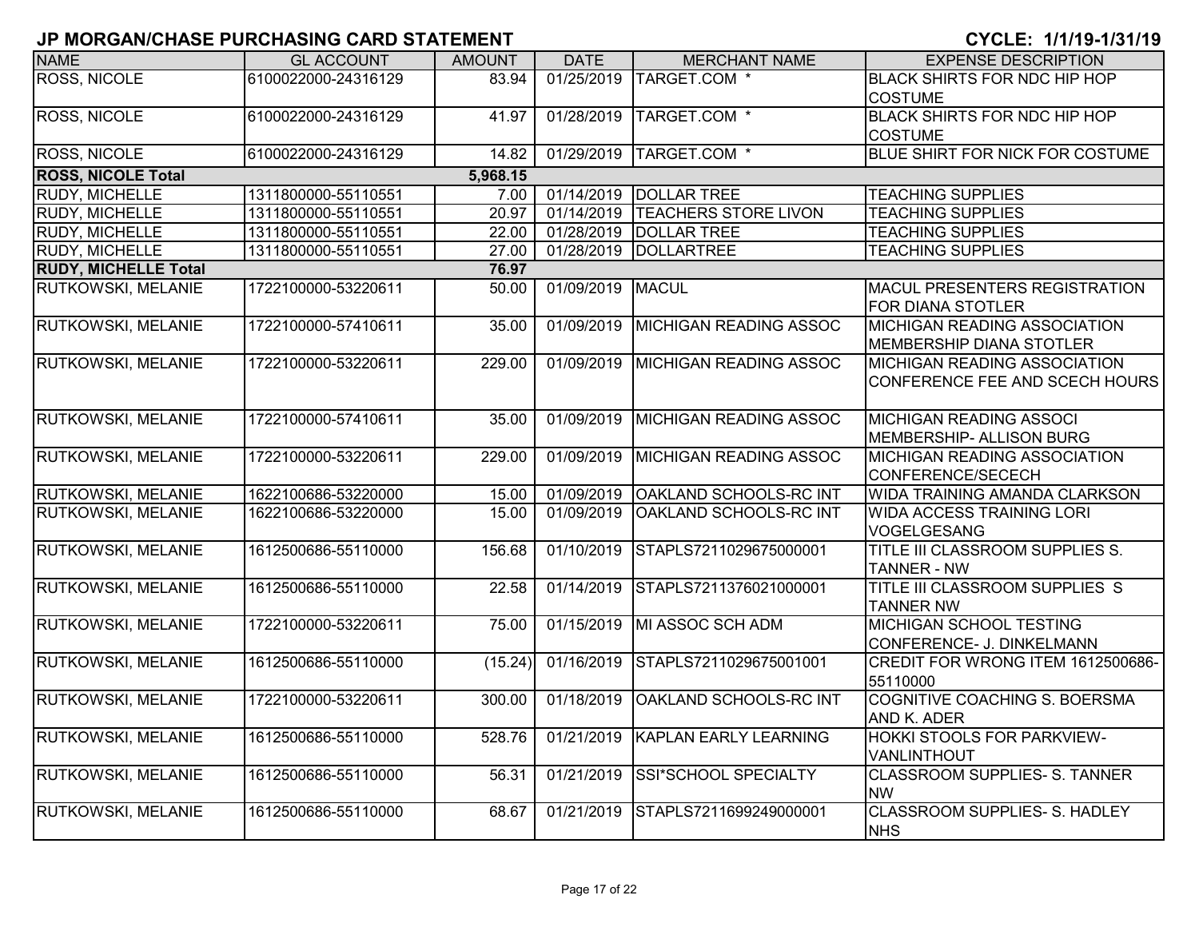## JP MORGAN/CHASE PURCHASING CARD STATEMENT

**CYCLE: 1/1/19-1/31/19**

| NAME | GL ACCOUNT | AMOUNT | DATE | MERCHANT NAME | EXPENSE DESCRIPTION |
|---|---|---|---|---|---|
| ROSS, NICOLE | 6100022000-24316129 | 83.94 | 01/25/2019 | TARGET.COM * | BLACK SHIRTS FOR NDC HIP HOP COSTUME |
| ROSS, NICOLE | 6100022000-24316129 | 41.97 | 01/28/2019 | TARGET.COM * | BLACK SHIRTS FOR NDC HIP HOP COSTUME |
| ROSS, NICOLE | 6100022000-24316129 | 14.82 | 01/29/2019 | TARGET.COM * | BLUE SHIRT FOR NICK FOR COSTUME |
| **ROSS, NICOLE Total** | | **5,968.15** | | | |
| RUDY, MICHELLE | 1311800000-55110551 | 7.00 | 01/14/2019 | DOLLAR TREE | TEACHING SUPPLIES |
| RUDY, MICHELLE | 1311800000-55110551 | 20.97 | 01/14/2019 | TEACHERS STORE LIVON | TEACHING SUPPLIES |
| RUDY, MICHELLE | 1311800000-55110551 | 22.00 | 01/28/2019 | DOLLAR TREE | TEACHING SUPPLIES |
| RUDY, MICHELLE | 1311800000-55110551 | 27.00 | 01/28/2019 | DOLLARTREE | TEACHING SUPPLIES |
| **RUDY, MICHELLE Total** | | **76.97** | | | |
| RUTKOWSKI, MELANIE | 1722100000-53220611 | 50.00 | 01/09/2019 | MACUL | MACUL PRESENTERS REGISTRATION FOR DIANA STOTLER |
| RUTKOWSKI, MELANIE | 1722100000-57410611 | 35.00 | 01/09/2019 | MICHIGAN READING ASSOC | MICHIGAN READING ASSOCIATION MEMBERSHIP DIANA STOTLER |
| RUTKOWSKI, MELANIE | 1722100000-53220611 | 229.00 | 01/09/2019 | MICHIGAN READING ASSOC | MICHIGAN READING ASSOCIATION CONFERENCE FEE AND SCECH HOURS |
| RUTKOWSKI, MELANIE | 1722100000-57410611 | 35.00 | 01/09/2019 | MICHIGAN READING ASSOC | MICHIGAN READING ASSOCI MEMBERSHIP- ALLISON BURG |
| RUTKOWSKI, MELANIE | 1722100000-53220611 | 229.00 | 01/09/2019 | MICHIGAN READING ASSOC | MICHIGAN READING ASSOCIATION CONFERENCE/SECECH |
| RUTKOWSKI, MELANIE | 1622100686-53220000 | 15.00 | 01/09/2019 | OAKLAND SCHOOLS-RC INT | WIDA TRAINING AMANDA CLARKSON |
| RUTKOWSKI, MELANIE | 1622100686-53220000 | 15.00 | 01/09/2019 | OAKLAND SCHOOLS-RC INT | WIDA ACCESS TRAINING LORI VOGELGESANG |
| RUTKOWSKI, MELANIE | 1612500686-55110000 | 156.68 | 01/10/2019 | STAPLS7211029675000001 | TITLE III CLASSROOM SUPPLIES S. TANNER - NW |
| RUTKOWSKI, MELANIE | 1612500686-55110000 | 22.58 | 01/14/2019 | STAPLS7211376021000001 | TITLE III CLASSROOM SUPPLIES S TANNER NW |
| RUTKOWSKI, MELANIE | 1722100000-53220611 | 75.00 | 01/15/2019 | MI ASSOC SCH ADM | MICHIGAN SCHOOL TESTING CONFERENCE- J. DINKELMANN |
| RUTKOWSKI, MELANIE | 1612500686-55110000 | (15.24) | 01/16/2019 | STAPLS7211029675001001 | CREDIT FOR WRONG ITEM 1612500686-55110000 |
| RUTKOWSKI, MELANIE | 1722100000-53220611 | 300.00 | 01/18/2019 | OAKLAND SCHOOLS-RC INT | COGNITIVE COACHING S. BOERSMA AND K. ADER |
| RUTKOWSKI, MELANIE | 1612500686-55110000 | 528.76 | 01/21/2019 | KAPLAN EARLY LEARNING | HOKKI STOOLS FOR PARKVIEW-VANLINTHOUT |
| RUTKOWSKI, MELANIE | 1612500686-55110000 | 56.31 | 01/21/2019 | SSI*SCHOOL SPECIALTY | CLASSROOM SUPPLIES- S. TANNER NW |
| RUTKOWSKI, MELANIE | 1612500686-55110000 | 68.67 | 01/21/2019 | STAPLS7211699249000001 | CLASSROOM SUPPLIES- S. HADLEY NHS |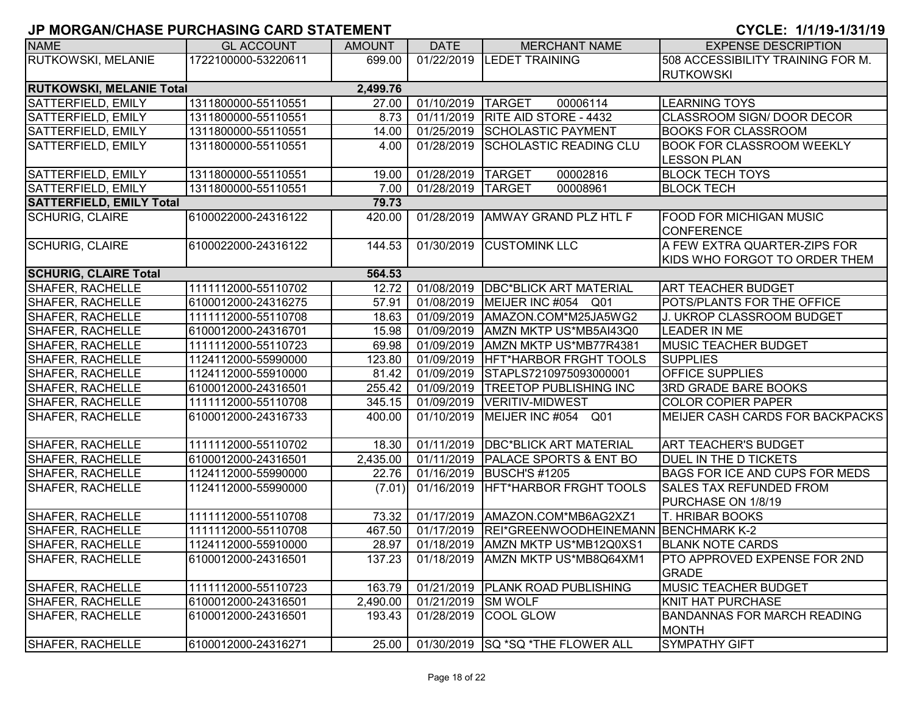## JP MORGAN/CHASE PURCHASING CARD STATEMENT

**CYCLE: 1/1/19-1/31/19**

| NAME | GL ACCOUNT | AMOUNT | DATE | MERCHANT NAME | EXPENSE DESCRIPTION |
|---|---|---|---|---|---|
| RUTKOWSKI, MELANIE | 1722100000-53220611 | 699.00 | 01/22/2019 | LEDET TRAINING | 508 ACCESSIBILITY TRAINING FOR M. RUTKOWSKI |
| **RUTKOWSKI, MELANIE Total** | | **2,499.76** | | | |
| SATTERFIELD, EMILY | 1311800000-55110551 | 27.00 | 01/10/2019 | TARGET 00006114 | LEARNING TOYS |
| SATTERFIELD, EMILY | 1311800000-55110551 | 8.73 | 01/11/2019 | RITE AID STORE - 4432 | CLASSROOM SIGN/ DOOR DECOR |
| SATTERFIELD, EMILY | 1311800000-55110551 | 14.00 | 01/25/2019 | SCHOLASTIC PAYMENT | BOOKS FOR CLASSROOM |
| SATTERFIELD, EMILY | 1311800000-55110551 | 4.00 | 01/28/2019 | SCHOLASTIC READING CLU | BOOK FOR CLASSROOM WEEKLY LESSON PLAN |
| SATTERFIELD, EMILY | 1311800000-55110551 | 19.00 | 01/28/2019 | TARGET 00002816 | BLOCK TECH TOYS |
| SATTERFIELD, EMILY | 1311800000-55110551 | 7.00 | 01/28/2019 | TARGET 00008961 | BLOCK TECH |
| **SATTERFIELD, EMILY Total** | | **79.73** | | | |
| SCHURIG, CLAIRE | 6100022000-24316122 | 420.00 | 01/28/2019 | AMWAY GRAND PLZ HTL F | FOOD FOR MICHIGAN MUSIC CONFERENCE |
| SCHURIG, CLAIRE | 6100022000-24316122 | 144.53 | 01/30/2019 | CUSTOMINK LLC | A FEW EXTRA QUARTER-ZIPS FOR KIDS WHO FORGOT TO ORDER THEM |
| **SCHURIG, CLAIRE Total** | | **564.53** | | | |
| SHAFER, RACHELLE | 1111112000-55110702 | 12.72 | 01/08/2019 | DBC*BLICK ART MATERIAL | ART TEACHER BUDGET |
| SHAFER, RACHELLE | 6100012000-24316275 | 57.91 | 01/08/2019 | MEIJER INC #054 Q01 | POTS/PLANTS FOR THE OFFICE |
| SHAFER, RACHELLE | 1111112000-55110708 | 18.63 | 01/09/2019 | AMAZON.COM*M25JA5WG2 | J. UKROP CLASSROOM BUDGET |
| SHAFER, RACHELLE | 6100012000-24316701 | 15.98 | 01/09/2019 | AMZN MKTP US*MB5AI43Q0 | LEADER IN ME |
| SHAFER, RACHELLE | 1111112000-55110723 | 69.98 | 01/09/2019 | AMZN MKTP US*MB77R4381 | MUSIC TEACHER BUDGET |
| SHAFER, RACHELLE | 1124112000-55990000 | 123.80 | 01/09/2019 | HFT*HARBOR FRGHT TOOLS | SUPPLIES |
| SHAFER, RACHELLE | 1124112000-55910000 | 81.42 | 01/09/2019 | STAPLS7210975093000001 | OFFICE SUPPLIES |
| SHAFER, RACHELLE | 6100012000-24316501 | 255.42 | 01/09/2019 | TREETOP PUBLISHING INC | 3RD GRADE BARE BOOKS |
| SHAFER, RACHELLE | 1111112000-55110708 | 345.15 | 01/09/2019 | VERITIV-MIDWEST | COLOR COPIER PAPER |
| SHAFER, RACHELLE | 6100012000-24316733 | 400.00 | 01/10/2019 | MEIJER INC #054 Q01 | MEIJER CASH CARDS FOR BACKPACKS |
| SHAFER, RACHELLE | 1111112000-55110702 | 18.30 | 01/11/2019 | DBC*BLICK ART MATERIAL | ART TEACHER'S BUDGET |
| SHAFER, RACHELLE | 6100012000-24316501 | 2,435.00 | 01/11/2019 | PALACE SPORTS & ENT BO | DUEL IN THE D TICKETS |
| SHAFER, RACHELLE | 1124112000-55990000 | 22.76 | 01/16/2019 | BUSCH'S #1205 | BAGS FOR ICE AND CUPS FOR MEDS |
| SHAFER, RACHELLE | 1124112000-55990000 | (7.01) | 01/16/2019 | HFT*HARBOR FRGHT TOOLS | SALES TAX REFUNDED FROM PURCHASE ON 1/8/19 |
| SHAFER, RACHELLE | 1111112000-55110708 | 73.32 | 01/17/2019 | AMAZON.COM*MB6AG2XZ1 | T. HRIBAR BOOKS |
| SHAFER, RACHELLE | 1111112000-55110708 | 467.50 | 01/17/2019 | REI*GREENWOODHEINEMANN | BENCHMARK K-2 |
| SHAFER, RACHELLE | 1124112000-55910000 | 28.97 | 01/18/2019 | AMZN MKTP US*MB12Q0XS1 | BLANK NOTE CARDS |
| SHAFER, RACHELLE | 6100012000-24316501 | 137.23 | 01/18/2019 | AMZN MKTP US*MB8Q64XM1 | PTO APPROVED EXPENSE FOR 2ND GRADE |
| SHAFER, RACHELLE | 1111112000-55110723 | 163.79 | 01/21/2019 | PLANK ROAD PUBLISHING | MUSIC TEACHER BUDGET |
| SHAFER, RACHELLE | 6100012000-24316501 | 2,490.00 | 01/21/2019 | SM WOLF | KNIT HAT PURCHASE |
| SHAFER, RACHELLE | 6100012000-24316501 | 193.43 | 01/28/2019 | COOL GLOW | BANDANNAS FOR MARCH READING MONTH |
| SHAFER, RACHELLE | 6100012000-24316271 | 25.00 | 01/30/2019 | SQ *SQ *THE FLOWER ALL | SYMPATHY GIFT |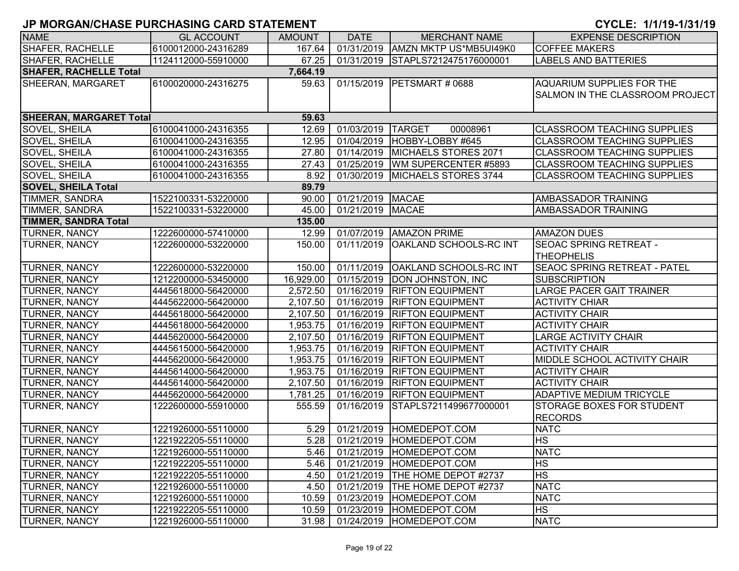# JP MORGAN/CHASE PURCHASING CARD STATEMENT

**CYCLE: 1/1/19-1/31/19**

| NAME | GL ACCOUNT | AMOUNT | DATE | MERCHANT NAME | EXPENSE DESCRIPTION |
|---|---|---|---|---|---|
| SHAFER, RACHELLE | 6100012000-24316289 | 167.64 | 01/31/2019 | AMZN MKTP US*MB5UI49K0 | COFFEE MAKERS |
| SHAFER, RACHELLE | 1124112000-55910000 | 67.25 | 01/31/2019 | STAPLS7212475176000001 | LABELS AND BATTERIES |
| **SHAFER, RACHELLE Total** | | **7,664.19** | | | |
| SHEERAN, MARGARET | 6100020000-24316275 | 59.63 | 01/15/2019 | PETSMART # 0688 | AQUARIUM SUPPLIES FOR THE SALMON IN THE CLASSROOM PROJECT |
| **SHEERAN, MARGARET Total** | | **59.63** | | | |
| SOVEL, SHEILA | 6100041000-24316355 | 12.69 | 01/03/2019 | TARGET 00008961 | CLASSROOM TEACHING SUPPLIES |
| SOVEL, SHEILA | 6100041000-24316355 | 12.95 | 01/04/2019 | HOBBY-LOBBY #645 | CLASSROOM TEACHING SUPPLIES |
| SOVEL, SHEILA | 6100041000-24316355 | 27.80 | 01/14/2019 | MICHAELS STORES 2071 | CLASSROOM TEACHING SUPPLIES |
| SOVEL, SHEILA | 6100041000-24316355 | 27.43 | 01/25/2019 | WM SUPERCENTER #5893 | CLASSROOM TEACHING SUPPLIES |
| SOVEL, SHEILA | 6100041000-24316355 | 8.92 | 01/30/2019 | MICHAELS STORES 3744 | CLASSROOM TEACHING SUPPLIES |
| **SOVEL, SHEILA Total** | | **89.79** | | | |
| TIMMER, SANDRA | 1522100331-53220000 | 90.00 | 01/21/2019 | MACAE | AMBASSADOR TRAINING |
| TIMMER, SANDRA | 1522100331-53220000 | 45.00 | 01/21/2019 | MACAE | AMBASSADOR TRAINING |
| **TIMMER, SANDRA Total** | | **135.00** | | | |
| TURNER, NANCY | 1222600000-57410000 | 12.99 | 01/07/2019 | AMAZON PRIME | AMAZON DUES |
| TURNER, NANCY | 1222600000-53220000 | 150.00 | 01/11/2019 | OAKLAND SCHOOLS-RC INT | SEOAC SPRING RETREAT - THEOPHELIS |
| TURNER, NANCY | 1222600000-53220000 | 150.00 | 01/11/2019 | OAKLAND SCHOOLS-RC INT | SEAOC SPRING RETREAT - PATEL |
| TURNER, NANCY | 1212200000-53450000 | 16,929.00 | 01/15/2019 | DON JOHNSTON, INC | SUBSCRIPTION |
| TURNER, NANCY | 4445618000-56420000 | 2,572.50 | 01/16/2019 | RIFTON EQUIPMENT | LARGE PACER GAIT TRAINER |
| TURNER, NANCY | 4445622000-56420000 | 2,107.50 | 01/16/2019 | RIFTON EQUIPMENT | ACTIVITY CHIAR |
| TURNER, NANCY | 4445618000-56420000 | 2,107.50 | 01/16/2019 | RIFTON EQUIPMENT | ACTIVITY CHAIR |
| TURNER, NANCY | 4445618000-56420000 | 1,953.75 | 01/16/2019 | RIFTON EQUIPMENT | ACTIVITY CHAIR |
| TURNER, NANCY | 4445620000-56420000 | 2,107.50 | 01/16/2019 | RIFTON EQUIPMENT | LARGE ACTIVITY CHAIR |
| TURNER, NANCY | 4445615000-56420000 | 1,953.75 | 01/16/2019 | RIFTON EQUIPMENT | ACTIVITY CHAIR |
| TURNER, NANCY | 4445620000-56420000 | 1,953.75 | 01/16/2019 | RIFTON EQUIPMENT | MIDDLE SCHOOL ACTIVITY CHAIR |
| TURNER, NANCY | 4445614000-56420000 | 1,953.75 | 01/16/2019 | RIFTON EQUIPMENT | ACTIVITY CHAIR |
| TURNER, NANCY | 4445614000-56420000 | 2,107.50 | 01/16/2019 | RIFTON EQUIPMENT | ACTIVITY CHAIR |
| TURNER, NANCY | 4445620000-56420000 | 1,781.25 | 01/16/2019 | RIFTON EQUIPMENT | ADAPTIVE MEDIUM TRICYCLE |
| TURNER, NANCY | 1222600000-55910000 | 555.59 | 01/16/2019 | STAPLS7211499677000001 | STORAGE BOXES FOR STUDENT RECORDS |
| TURNER, NANCY | 1221926000-55110000 | 5.29 | 01/21/2019 | HOMEDEPOT.COM | NATC |
| TURNER, NANCY | 1221922205-55110000 | 5.28 | 01/21/2019 | HOMEDEPOT.COM | HS |
| TURNER, NANCY | 1221926000-55110000 | 5.46 | 01/21/2019 | HOMEDEPOT.COM | NATC |
| TURNER, NANCY | 1221922205-55110000 | 5.46 | 01/21/2019 | HOMEDEPOT.COM | HS |
| TURNER, NANCY | 1221922205-55110000 | 4.50 | 01/21/2019 | THE HOME DEPOT #2737 | HS |
| TURNER, NANCY | 1221926000-55110000 | 4.50 | 01/21/2019 | THE HOME DEPOT #2737 | NATC |
| TURNER, NANCY | 1221926000-55110000 | 10.59 | 01/23/2019 | HOMEDEPOT.COM | NATC |
| TURNER, NANCY | 1221922205-55110000 | 10.59 | 01/23/2019 | HOMEDEPOT.COM | HS |
| TURNER, NANCY | 1221926000-55110000 | 31.98 | 01/24/2019 | HOMEDEPOT.COM | NATC |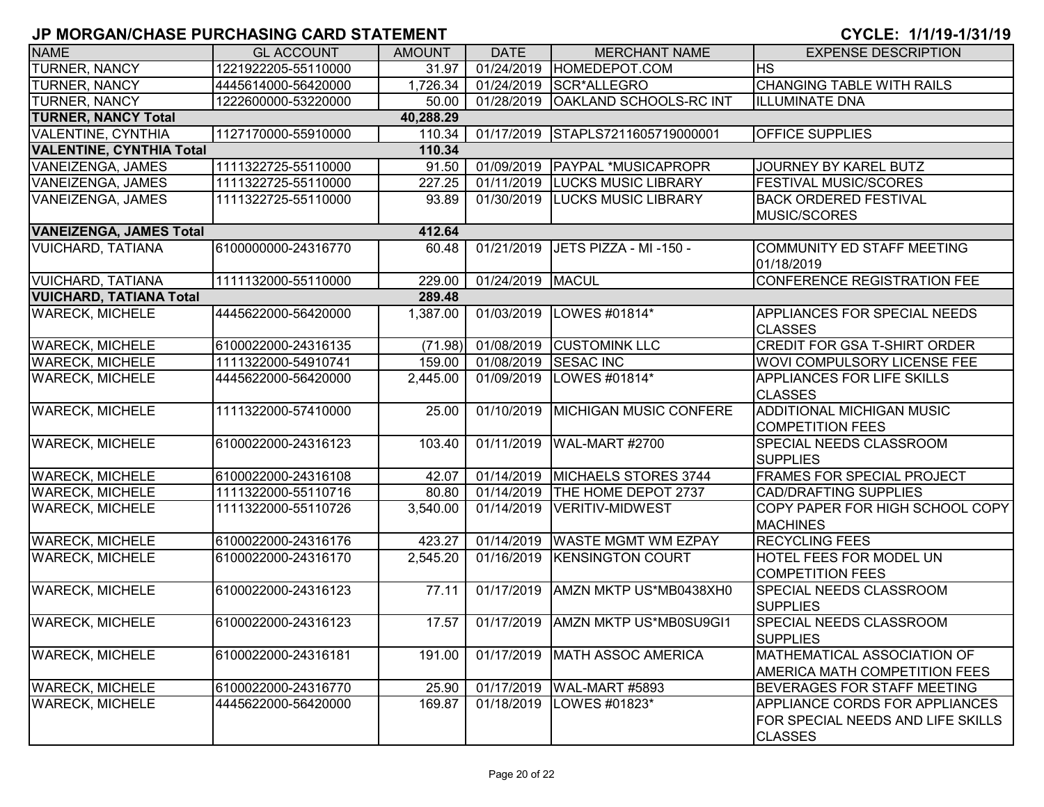## JP MORGAN/CHASE PURCHASING CARD STATEMENT

**CYCLE: 1/1/19-1/31/19**

| NAME | GL ACCOUNT | AMOUNT | DATE | MERCHANT NAME | EXPENSE DESCRIPTION |
|---|---|---|---|---|---|
| TURNER, NANCY | 1221922205-55110000 | 31.97 | 01/24/2019 | HOMEDEPOT.COM | HS |
| TURNER, NANCY | 4445614000-56420000 | 1,726.34 | 01/24/2019 | SCR*ALLEGRO | CHANGING TABLE WITH RAILS |
| TURNER, NANCY | 1222600000-53220000 | 50.00 | 01/28/2019 | OAKLAND SCHOOLS-RC INT | ILLUMINATE DNA |
| **TURNER, NANCY Total** | | **40,288.29** | | | |
| VALENTINE, CYNTHIA | 1127170000-55910000 | 110.34 | 01/17/2019 | STAPLS7211605719000001 | OFFICE SUPPLIES |
| **VALENTINE, CYNTHIA Total** | | **110.34** | | | |
| VANEIZENGA, JAMES | 1111322725-55110000 | 91.50 | 01/09/2019 | PAYPAL *MUSICAPROPR | JOURNEY BY KAREL BUTZ |
| VANEIZENGA, JAMES | 1111322725-55110000 | 227.25 | 01/11/2019 | LUCKS MUSIC LIBRARY | FESTIVAL MUSIC/SCORES |
| VANEIZENGA, JAMES | 1111322725-55110000 | 93.89 | 01/30/2019 | LUCKS MUSIC LIBRARY | BACK ORDERED FESTIVAL MUSIC/SCORES |
| **VANEIZENGA, JAMES Total** | | **412.64** | | | |
| VUICHARD, TATIANA | 6100000000-24316770 | 60.48 | 01/21/2019 | JETS PIZZA - MI -150 - | COMMUNITY ED STAFF MEETING 01/18/2019 |
| VUICHARD, TATIANA | 1111132000-55110000 | 229.00 | 01/24/2019 | MACUL | CONFERENCE REGISTRATION FEE |
| **VUICHARD, TATIANA Total** | | **289.48** | | | |
| WARECK, MICHELE | 4445622000-56420000 | 1,387.00 | 01/03/2019 | LOWES #01814* | APPLIANCES FOR SPECIAL NEEDS CLASSES |
| WARECK, MICHELE | 6100022000-24316135 | (71.98) | 01/08/2019 | CUSTOMINK LLC | CREDIT FOR GSA T-SHIRT ORDER |
| WARECK, MICHELE | 1111322000-54910741 | 159.00 | 01/08/2019 | SESAC INC | WOVI COMPULSORY LICENSE FEE |
| WARECK, MICHELE | 4445622000-56420000 | 2,445.00 | 01/09/2019 | LOWES #01814* | APPLIANCES FOR LIFE SKILLS CLASSES |
| WARECK, MICHELE | 1111322000-57410000 | 25.00 | 01/10/2019 | MICHIGAN MUSIC CONFERE | ADDITIONAL MICHIGAN MUSIC COMPETITION FEES |
| WARECK, MICHELE | 6100022000-24316123 | 103.40 | 01/11/2019 | WAL-MART #2700 | SPECIAL NEEDS CLASSROOM SUPPLIES |
| WARECK, MICHELE | 6100022000-24316108 | 42.07 | 01/14/2019 | MICHAELS STORES 3744 | FRAMES FOR SPECIAL PROJECT |
| WARECK, MICHELE | 1111322000-55110716 | 80.80 | 01/14/2019 | THE HOME DEPOT 2737 | CAD/DRAFTING SUPPLIES |
| WARECK, MICHELE | 1111322000-55110726 | 3,540.00 | 01/14/2019 | VERITIV-MIDWEST | COPY PAPER FOR HIGH SCHOOL COPY MACHINES |
| WARECK, MICHELE | 6100022000-24316176 | 423.27 | 01/14/2019 | WASTE MGMT WM EZPAY | RECYCLING FEES |
| WARECK, MICHELE | 6100022000-24316170 | 2,545.20 | 01/16/2019 | KENSINGTON COURT | HOTEL FEES FOR MODEL UN COMPETITION FEES |
| WARECK, MICHELE | 6100022000-24316123 | 77.11 | 01/17/2019 | AMZN MKTP US*MB0438XH0 | SPECIAL NEEDS CLASSROOM SUPPLIES |
| WARECK, MICHELE | 6100022000-24316123 | 17.57 | 01/17/2019 | AMZN MKTP US*MB0SU9GI1 | SPECIAL NEEDS CLASSROOM SUPPLIES |
| WARECK, MICHELE | 6100022000-24316181 | 191.00 | 01/17/2019 | MATH ASSOC AMERICA | MATHEMATICAL ASSOCIATION OF AMERICA MATH COMPETITION FEES |
| WARECK, MICHELE | 6100022000-24316770 | 25.90 | 01/17/2019 | WAL-MART #5893 | BEVERAGES FOR STAFF MEETING |
| WARECK, MICHELE | 4445622000-56420000 | 169.87 | 01/18/2019 | LOWES #01823* | APPLIANCE CORDS FOR APPLIANCES FOR SPECIAL NEEDS AND LIFE SKILLS CLASSES |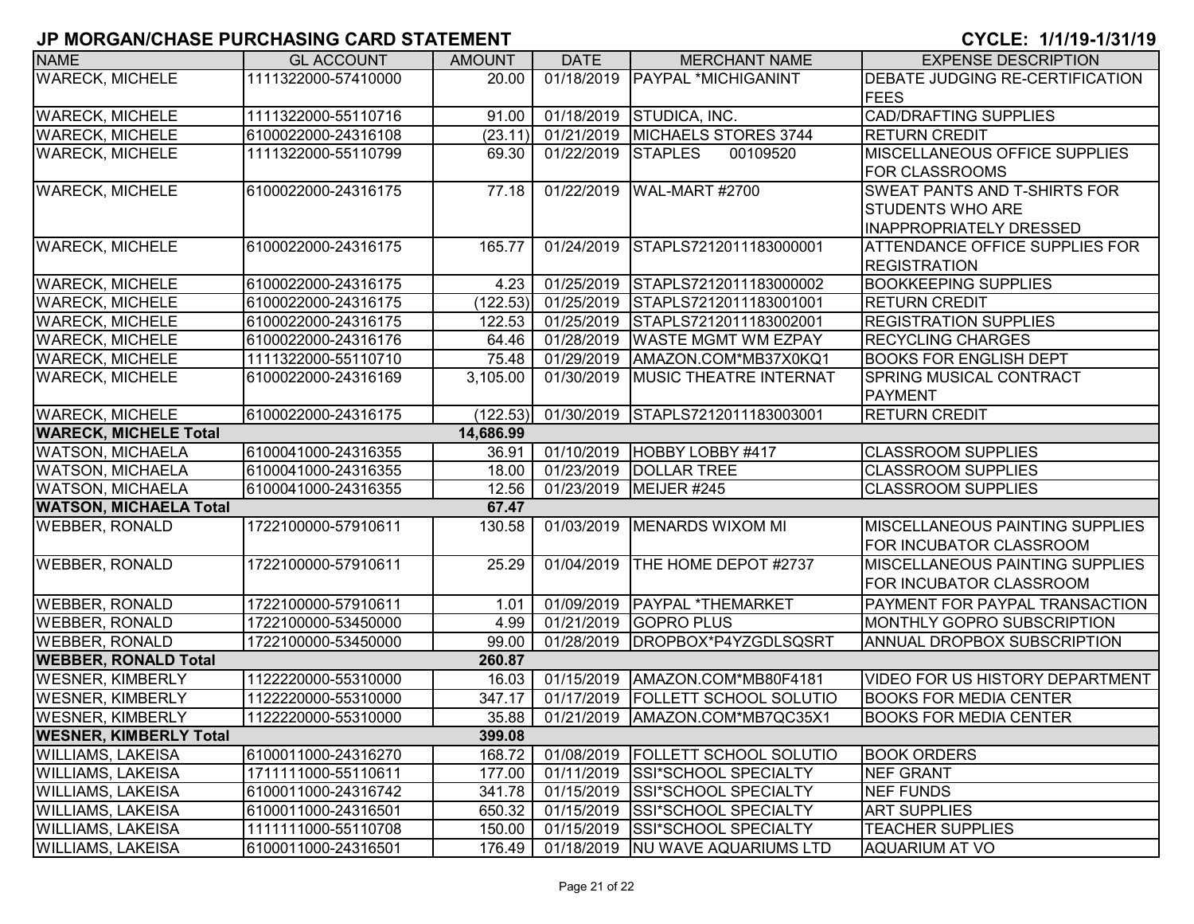# JP MORGAN/CHASE PURCHASING CARD STATEMENT

**CYCLE: 1/1/19-1/31/19**

| NAME | GL ACCOUNT | AMOUNT | DATE | MERCHANT NAME | EXPENSE DESCRIPTION |
|---|---|---|---|---|---|
| WARECK, MICHELE | 1111322000-57410000 | 20.00 | 01/18/2019 | PAYPAL *MICHIGANINT | DEBATE JUDGING RE-CERTIFICATION FEES |
| WARECK, MICHELE | 1111322000-55110716 | 91.00 | 01/18/2019 | STUDICA, INC. | CAD/DRAFTING SUPPLIES |
| WARECK, MICHELE | 6100022000-24316108 | (23.11) | 01/21/2019 | MICHAELS STORES 3744 | RETURN CREDIT |
| WARECK, MICHELE | 1111322000-55110799 | 69.30 | 01/22/2019 | STAPLES 00109520 | MISCELLANEOUS OFFICE SUPPLIES FOR CLASSROOMS |
| WARECK, MICHELE | 6100022000-24316175 | 77.18 | 01/22/2019 | WAL-MART #2700 | SWEAT PANTS AND T-SHIRTS FOR STUDENTS WHO ARE INAPPROPRIATELY DRESSED |
| WARECK, MICHELE | 6100022000-24316175 | 165.77 | 01/24/2019 | STAPLS7212011183000001 | ATTENDANCE OFFICE SUPPLIES FOR REGISTRATION |
| WARECK, MICHELE | 6100022000-24316175 | 4.23 | 01/25/2019 | STAPLS7212011183000002 | BOOKKEEPING SUPPLIES |
| WARECK, MICHELE | 6100022000-24316175 | (122.53) | 01/25/2019 | STAPLS7212011183001001 | RETURN CREDIT |
| WARECK, MICHELE | 6100022000-24316175 | 122.53 | 01/25/2019 | STAPLS7212011183002001 | REGISTRATION SUPPLIES |
| WARECK, MICHELE | 6100022000-24316176 | 64.46 | 01/28/2019 | WASTE MGMT WM EZPAY | RECYCLING CHARGES |
| WARECK, MICHELE | 1111322000-55110710 | 75.48 | 01/29/2019 | AMAZON.COM*MB37X0KQ1 | BOOKS FOR ENGLISH DEPT |
| WARECK, MICHELE | 6100022000-24316169 | 3,105.00 | 01/30/2019 | MUSIC THEATRE INTERNAT | SPRING MUSICAL CONTRACT PAYMENT |
| WARECK, MICHELE | 6100022000-24316175 | (122.53) | 01/30/2019 | STAPLS7212011183003001 | RETURN CREDIT |
| **WARECK, MICHELE Total** | | **14,686.99** | | | |
| WATSON, MICHAELA | 6100041000-24316355 | 36.91 | 01/10/2019 | HOBBY LOBBY #417 | CLASSROOM SUPPLIES |
| WATSON, MICHAELA | 6100041000-24316355 | 18.00 | 01/23/2019 | DOLLAR TREE | CLASSROOM SUPPLIES |
| WATSON, MICHAELA | 6100041000-24316355 | 12.56 | 01/23/2019 | MEIJER #245 | CLASSROOM SUPPLIES |
| **WATSON, MICHAELA Total** | | **67.47** | | | |
| WEBBER, RONALD | 1722100000-57910611 | 130.58 | 01/03/2019 | MENARDS WIXOM MI | MISCELLANEOUS PAINTING SUPPLIES FOR INCUBATOR CLASSROOM |
| WEBBER, RONALD | 1722100000-57910611 | 25.29 | 01/04/2019 | THE HOME DEPOT #2737 | MISCELLANEOUS PAINTING SUPPLIES FOR INCUBATOR CLASSROOM |
| WEBBER, RONALD | 1722100000-57910611 | 1.01 | 01/09/2019 | PAYPAL *THEMARKET | PAYMENT FOR PAYPAL TRANSACTION |
| WEBBER, RONALD | 1722100000-53450000 | 4.99 | 01/21/2019 | GOPRO PLUS | MONTHLY GOPRO SUBSCRIPTION |
| WEBBER, RONALD | 1722100000-53450000 | 99.00 | 01/28/2019 | DROPBOX*P4YZGDLSQSRT | ANNUAL DROPBOX SUBSCRIPTION |
| **WEBBER, RONALD Total** | | **260.87** | | | |
| WESNER, KIMBERLY | 1122220000-55310000 | 16.03 | 01/15/2019 | AMAZON.COM*MB80F4181 | VIDEO FOR US HISTORY DEPARTMENT |
| WESNER, KIMBERLY | 1122220000-55310000 | 347.17 | 01/17/2019 | FOLLETT SCHOOL SOLUTIO | BOOKS FOR MEDIA CENTER |
| WESNER, KIMBERLY | 1122220000-55310000 | 35.88 | 01/21/2019 | AMAZON.COM*MB7QC35X1 | BOOKS FOR MEDIA CENTER |
| **WESNER, KIMBERLY Total** | | **399.08** | | | |
| WILLIAMS, LAKEISA | 6100011000-24316270 | 168.72 | 01/08/2019 | FOLLETT SCHOOL SOLUTIO | BOOK ORDERS |
| WILLIAMS, LAKEISA | 1711111000-55110611 | 177.00 | 01/11/2019 | SSI*SCHOOL SPECIALTY | NEF GRANT |
| WILLIAMS, LAKEISA | 6100011000-24316742 | 341.78 | 01/15/2019 | SSI*SCHOOL SPECIALTY | NEF FUNDS |
| WILLIAMS, LAKEISA | 6100011000-24316501 | 650.32 | 01/15/2019 | SSI*SCHOOL SPECIALTY | ART SUPPLIES |
| WILLIAMS, LAKEISA | 1111111000-55110708 | 150.00 | 01/15/2019 | SSI*SCHOOL SPECIALTY | TEACHER SUPPLIES |
| WILLIAMS, LAKEISA | 6100011000-24316501 | 176.49 | 01/18/2019 | NU WAVE AQUARIUMS LTD | AQUARIUM AT VO |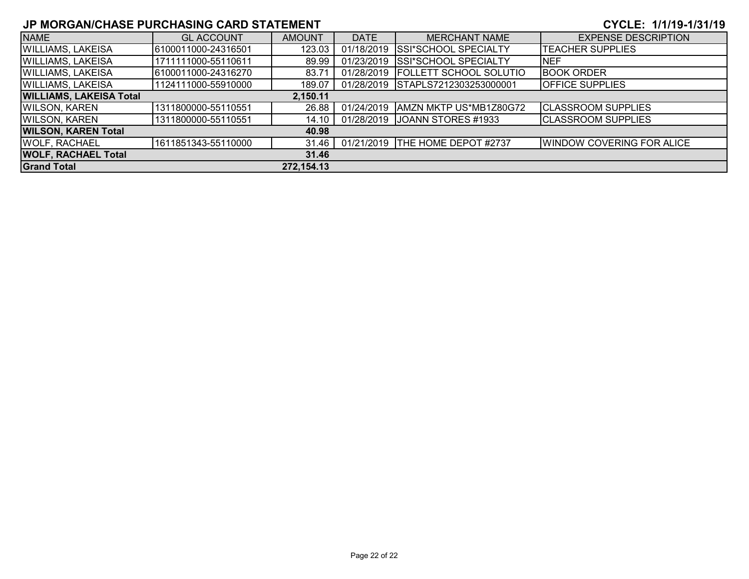## JP MORGAN/CHASE PURCHASING CARD STATEMENT

**CYCLE: 1/1/19-1/31/19**

| NAME | GL ACCOUNT | AMOUNT | DATE | MERCHANT NAME | EXPENSE DESCRIPTION |
|---|---|---|---|---|---|
| WILLIAMS, LAKEISA | 6100011000-24316501 | 123.03 | 01/18/2019 | SSI*SCHOOL SPECIALTY | TEACHER SUPPLIES |
| WILLIAMS, LAKEISA | 1711111000-55110611 | 89.99 | 01/23/2019 | SSI*SCHOOL SPECIALTY | NEF |
| WILLIAMS, LAKEISA | 6100011000-24316270 | 83.71 | 01/28/2019 | FOLLETT SCHOOL SOLUTIO | BOOK ORDER |
| WILLIAMS, LAKEISA | 1124111000-55910000 | 189.07 | 01/28/2019 | STAPLS7212303253000001 | OFFICE SUPPLIES |
| **WILLIAMS, LAKEISA Total** | | **2,150.11** | | | |
| WILSON, KAREN | 1311800000-55110551 | 26.88 | 01/24/2019 | AMZN MKTP US*MB1Z80G72 | CLASSROOM SUPPLIES |
| WILSON, KAREN | 1311800000-55110551 | 14.10 | 01/28/2019 | JOANN STORES #1933 | CLASSROOM SUPPLIES |
| **WILSON, KAREN Total** | | **40.98** | | | |
| WOLF, RACHAEL | 1611851343-55110000 | 31.46 | 01/21/2019 | THE HOME DEPOT #2737 | WINDOW COVERING FOR ALICE |
| **WOLF, RACHAEL Total** | | **31.46** | | | |
| **Grand Total** | | **272,154.13** | | | |